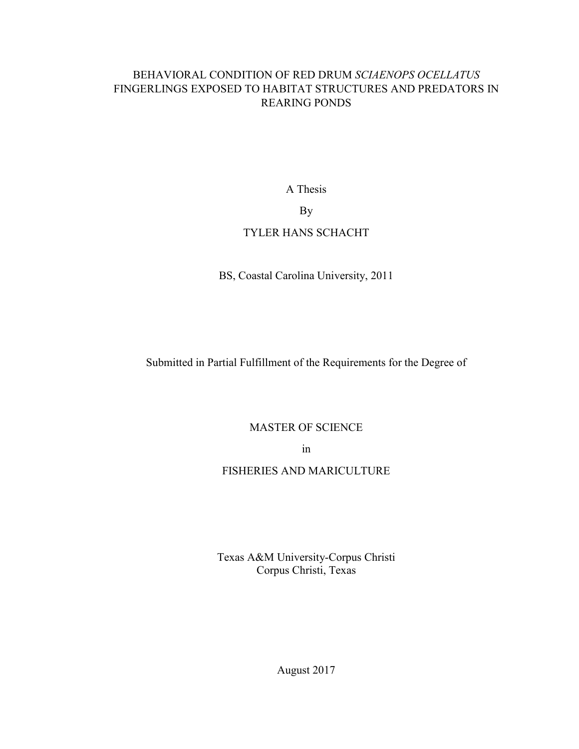# BEHAVIORAL CONDITION OF RED DRUM *SCIAENOPS OCELLATUS* FINGERLINGS EXPOSED TO HABITAT STRUCTURES AND PREDATORS IN REARING PONDS

A Thesis

By

TYLER HANS SCHACHT

BS, Coastal Carolina University, 2011

Submitted in Partial Fulfillment of the Requirements for the Degree of

MASTER OF SCIENCE

in

FISHERIES AND MARICULTURE

Texas A&M University-Corpus Christi
Corpus Christi, Texas

August 2017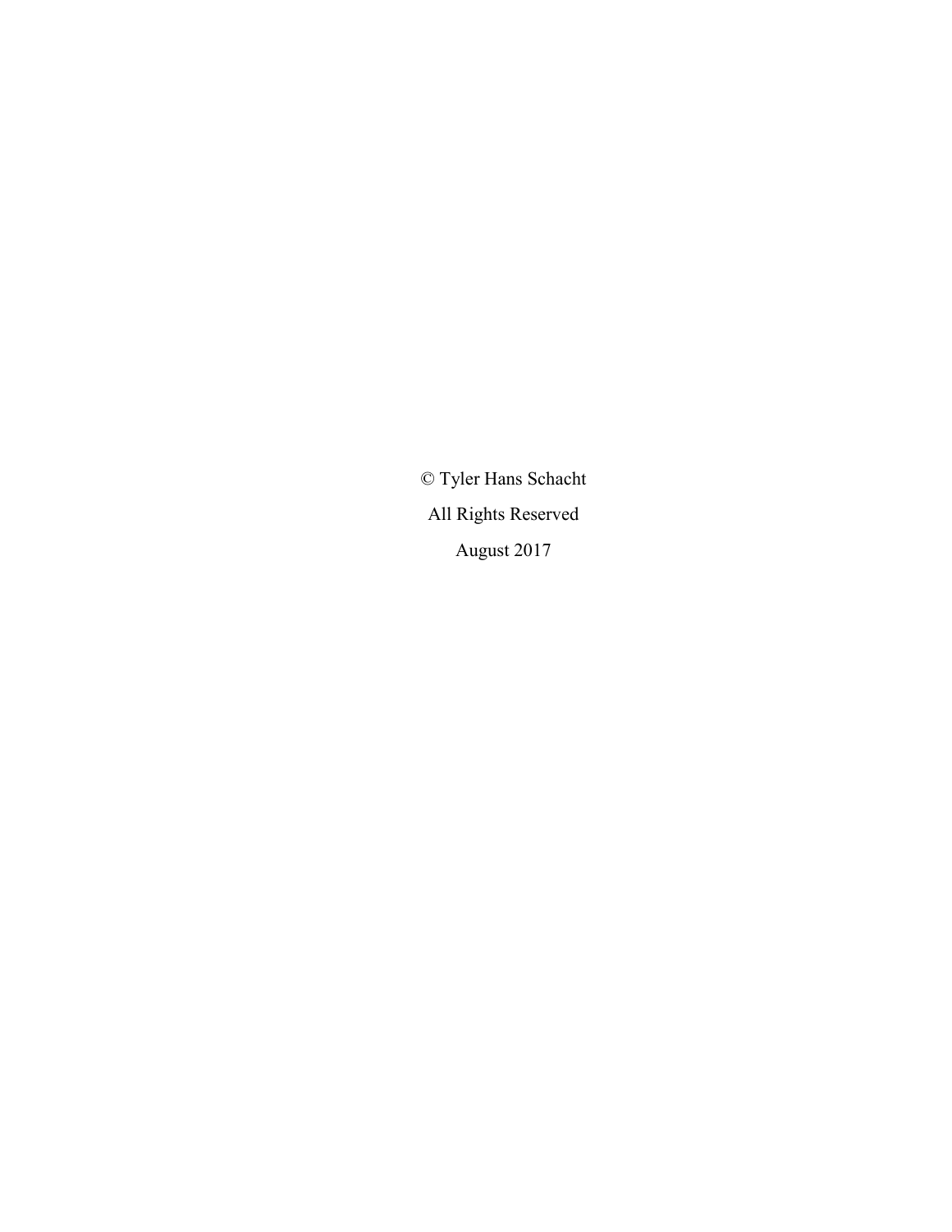© Tyler Hans Schacht

All Rights Reserved

August 2017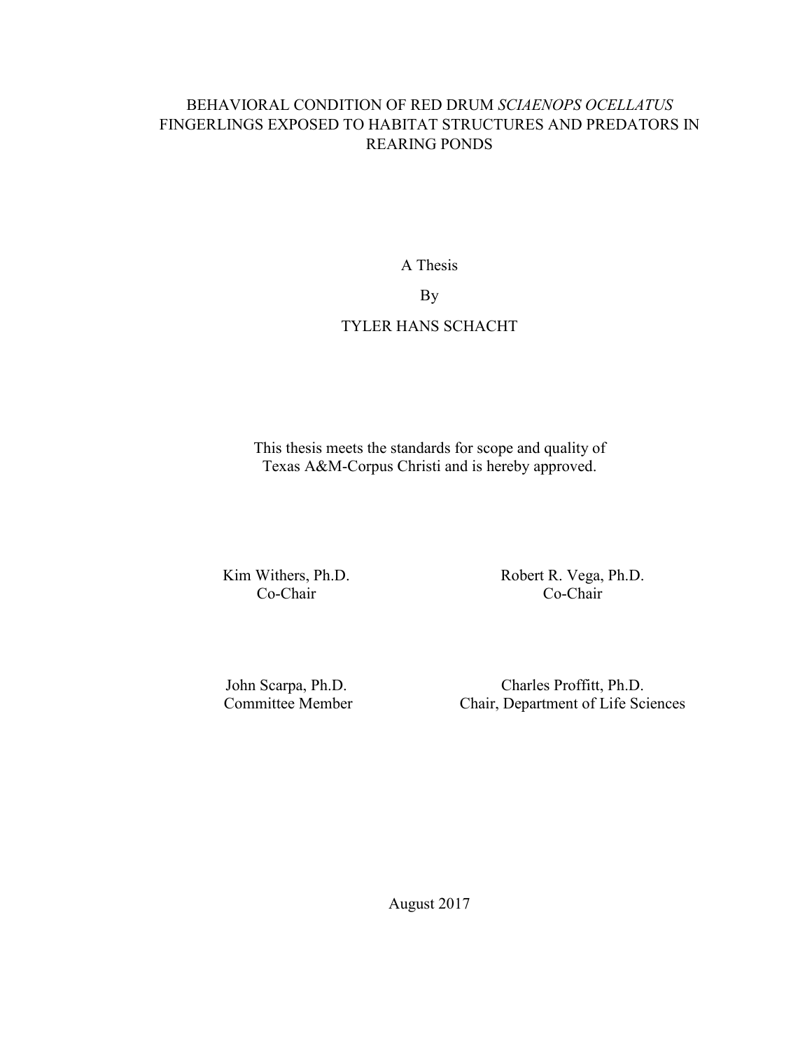BEHAVIORAL CONDITION OF RED DRUM *SCIAENOPS OCELLATUS* FINGERLINGS EXPOSED TO HABITAT STRUCTURES AND PREDATORS IN REARING PONDS

A Thesis

By

TYLER HANS SCHACHT

This thesis meets the standards for scope and quality of Texas A&M-Corpus Christi and is hereby approved.

Kim Withers, Ph.D.
Co-Chair

Robert R. Vega, Ph.D.
Co-Chair

John Scarpa, Ph.D.
Committee Member

Charles Proffitt, Ph.D.
Chair, Department of Life Sciences

August 2017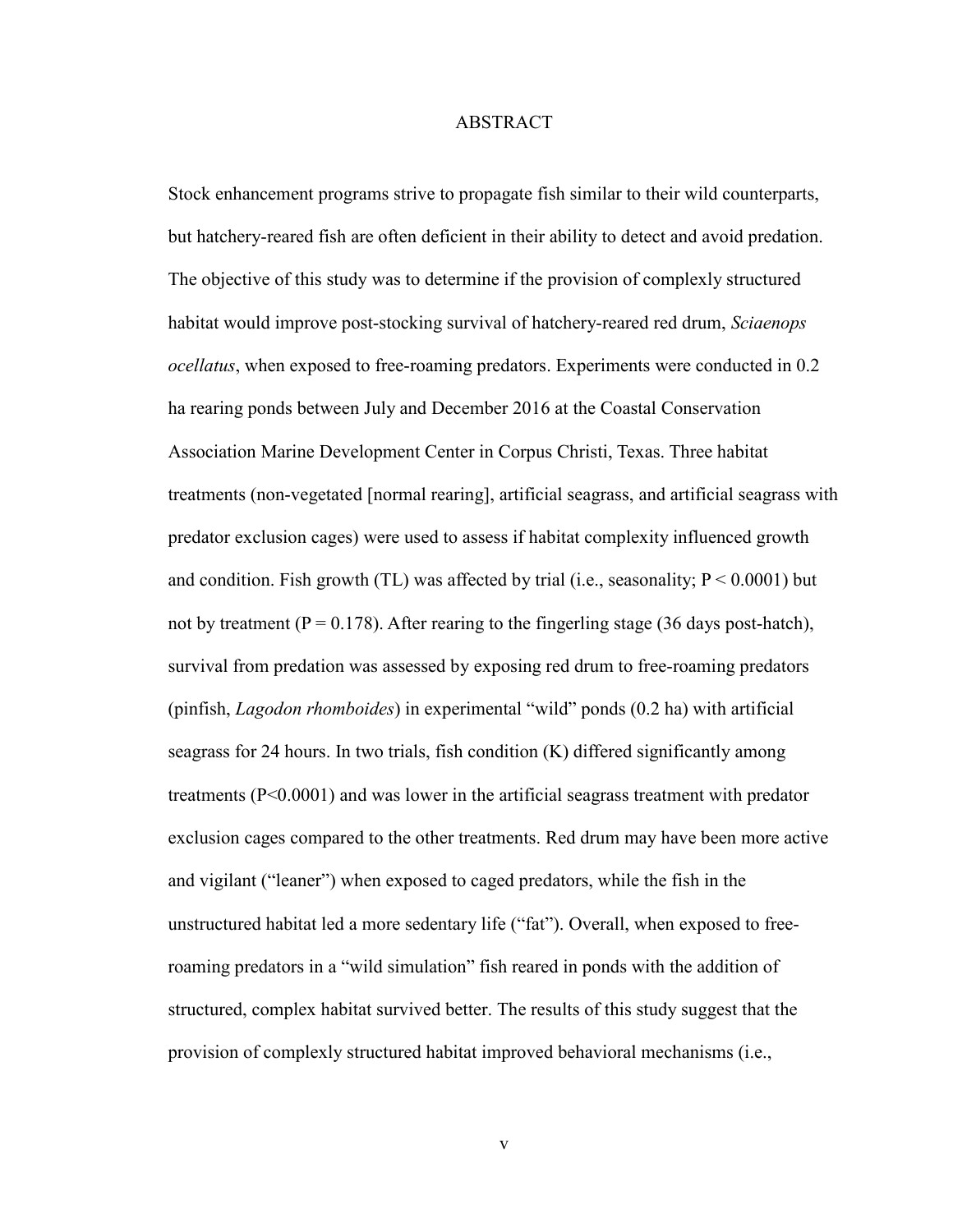# ABSTRACT

Stock enhancement programs strive to propagate fish similar to their wild counterparts, but hatchery-reared fish are often deficient in their ability to detect and avoid predation. The objective of this study was to determine if the provision of complexly structured habitat would improve post-stocking survival of hatchery-reared red drum, *Sciaenops ocellatus*, when exposed to free-roaming predators. Experiments were conducted in 0.2 ha rearing ponds between July and December 2016 at the Coastal Conservation Association Marine Development Center in Corpus Christi, Texas. Three habitat treatments (non-vegetated [normal rearing], artificial seagrass, and artificial seagrass with predator exclusion cages) were used to assess if habitat complexity influenced growth and condition. Fish growth (TL) was affected by trial (i.e., seasonality; $P < 0.0001$) but not by treatment ($P = 0.178$). After rearing to the fingerling stage (36 days post-hatch), survival from predation was assessed by exposing red drum to free-roaming predators (pinfish, *Lagodon rhomboides*) in experimental "wild" ponds (0.2 ha) with artificial seagrass for 24 hours. In two trials, fish condition (K) differed significantly among treatments ($P<0.0001$) and was lower in the artificial seagrass treatment with predator exclusion cages compared to the other treatments. Red drum may have been more active and vigilant ("leaner") when exposed to caged predators, while the fish in the unstructured habitat led a more sedentary life ("fat"). Overall, when exposed to free-roaming predators in a "wild simulation" fish reared in ponds with the addition of structured, complex habitat survived better. The results of this study suggest that the provision of complexly structured habitat improved behavioral mechanisms (i.e.,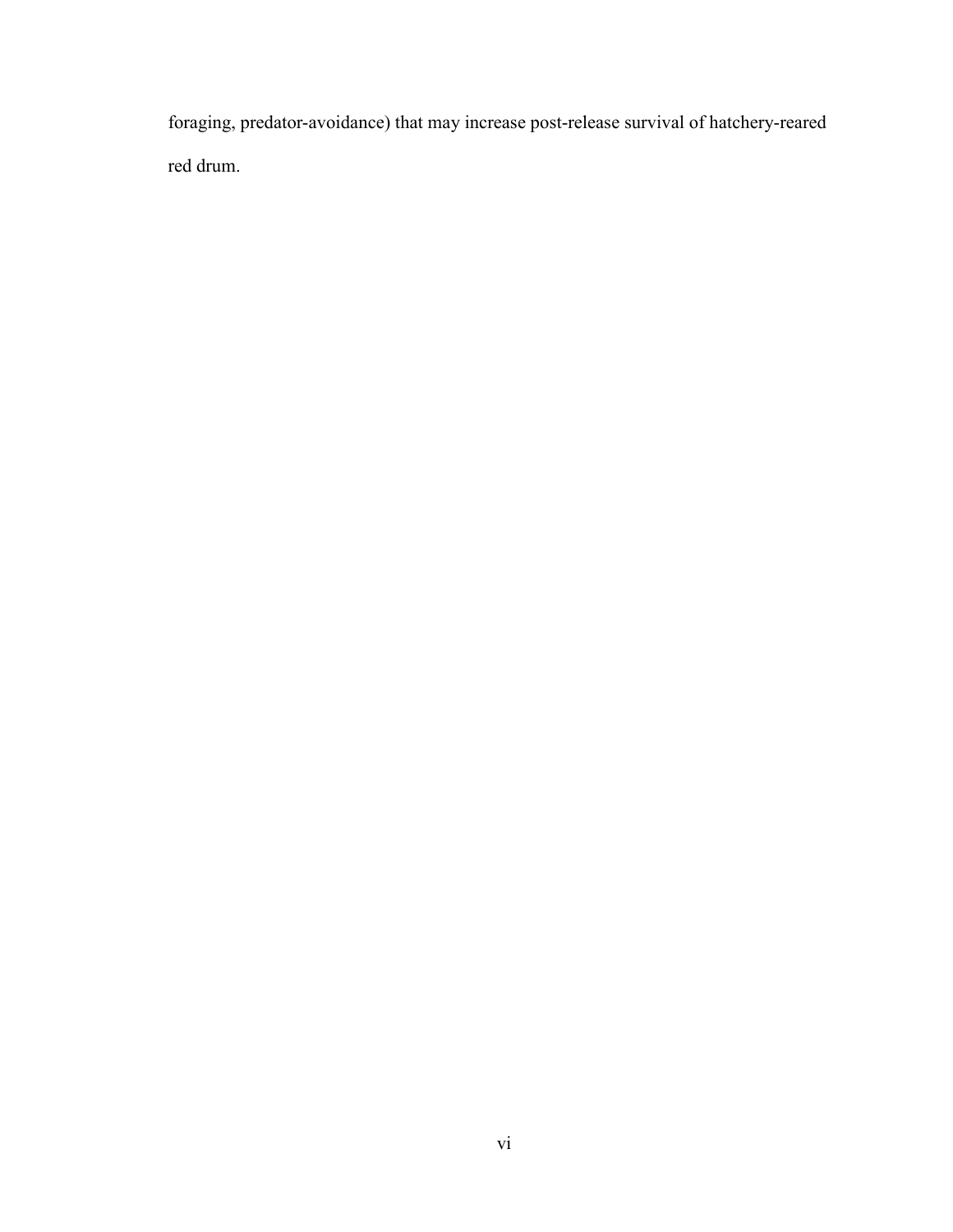foraging, predator-avoidance) that may increase post-release survival of hatchery-reared red drum.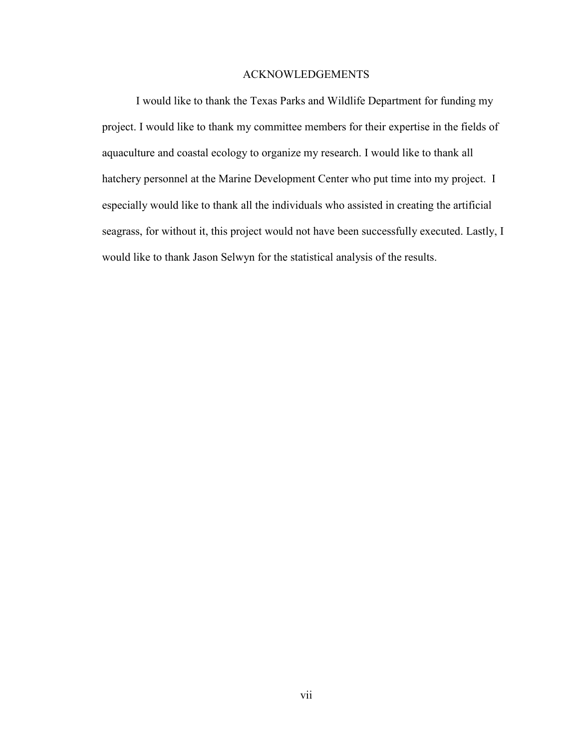# ACKNOWLEDGEMENTS

I would like to thank the Texas Parks and Wildlife Department for funding my project. I would like to thank my committee members for their expertise in the fields of aquaculture and coastal ecology to organize my research. I would like to thank all hatchery personnel at the Marine Development Center who put time into my project. I especially would like to thank all the individuals who assisted in creating the artificial seagrass, for without it, this project would not have been successfully executed. Lastly, I would like to thank Jason Selwyn for the statistical analysis of the results.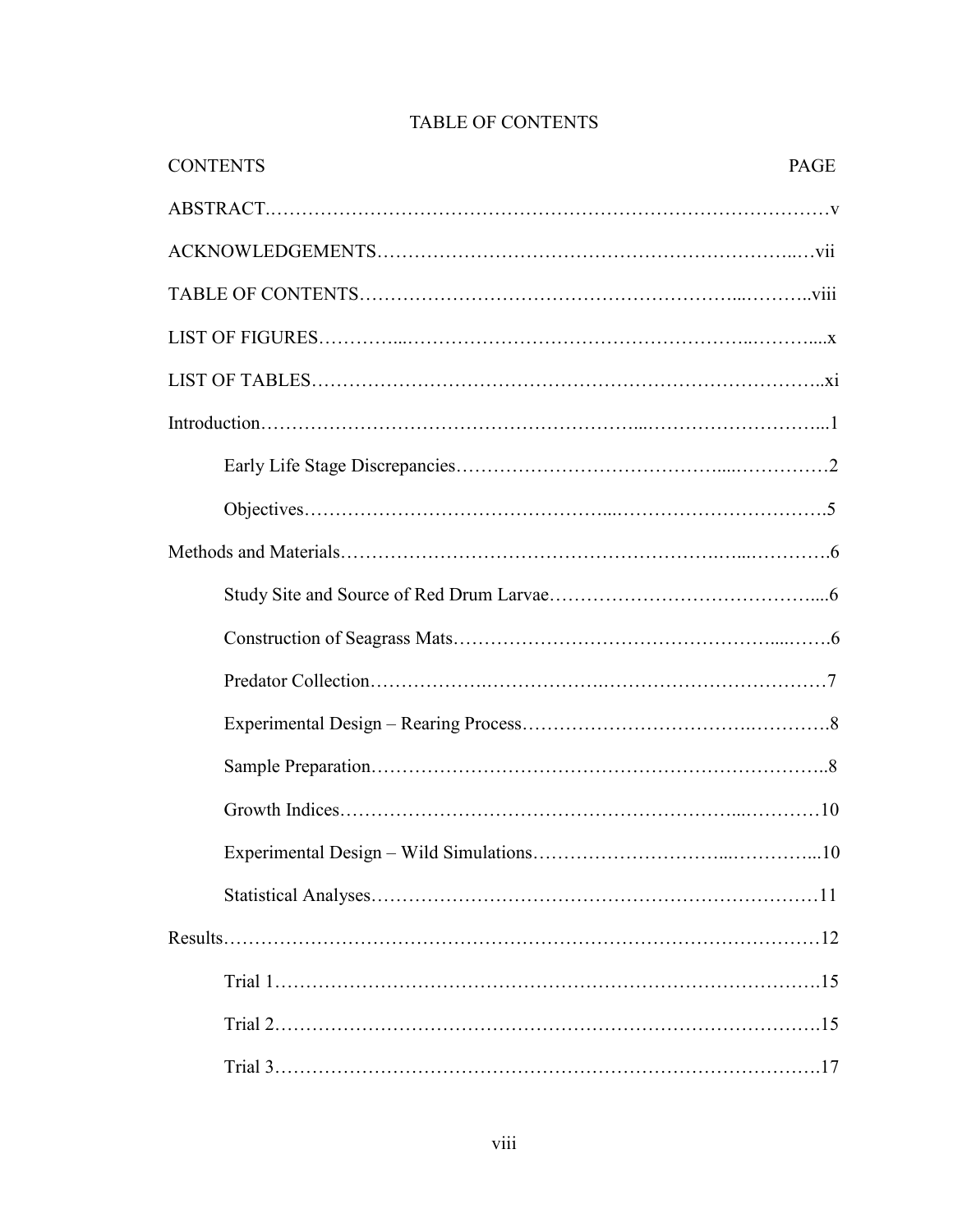# TABLE OF CONTENTS

| CONTENTS | PAGE |
|---|---|
| ABSTRACT | v |
| ACKNOWLEDGEMENTS | vii |
| TABLE OF CONTENTS | viii |
| LIST OF FIGURES | x |
| LIST OF TABLES | xi |
| Introduction | 1 |
| Early Life Stage Discrepancies | 2 |
| Objectives | 5 |
| Methods and Materials | 6 |
| Study Site and Source of Red Drum Larvae | 6 |
| Construction of Seagrass Mats | 6 |
| Predator Collection | 7 |
| Experimental Design – Rearing Process | 8 |
| Sample Preparation | 8 |
| Growth Indices | 10 |
| Experimental Design – Wild Simulations | 10 |
| Statistical Analyses | 11 |
| Results | 12 |
| Trial 1 | 15 |
| Trial 2 | 15 |
| Trial 3 | 17 |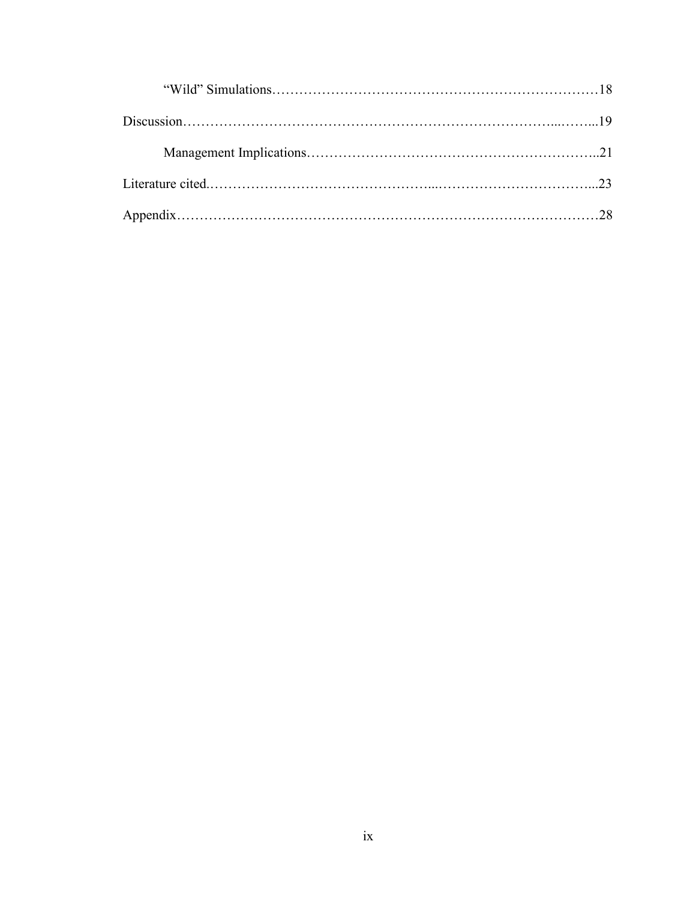“Wild” Simulations……………………………………………………………………18

Discussion…………………………………………………………………………...……...19

Management Implications……………………………………………………..21

Literature cited.…………………………………………...……………………………...23

Appendix……………………………………………………………………………………28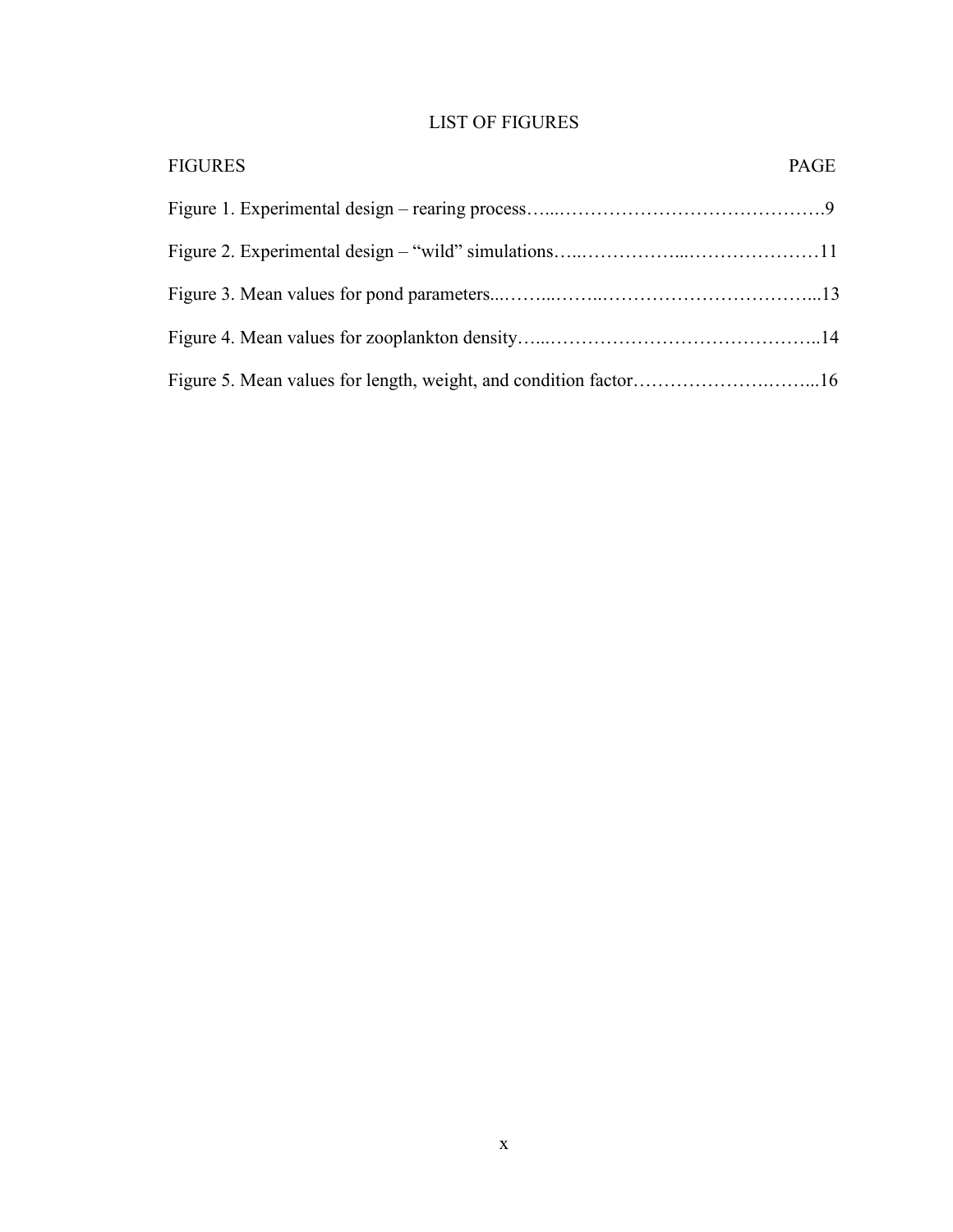# LIST OF FIGURES

| FIGURES | PAGE |
|---|---|
| Figure 1. Experimental design – rearing process | 9 |
| Figure 2. Experimental design – “wild” simulations | 11 |
| Figure 3. Mean values for pond parameters | 13 |
| Figure 4. Mean values for zooplankton density | 14 |
| Figure 5. Mean values for length, weight, and condition factor | 16 |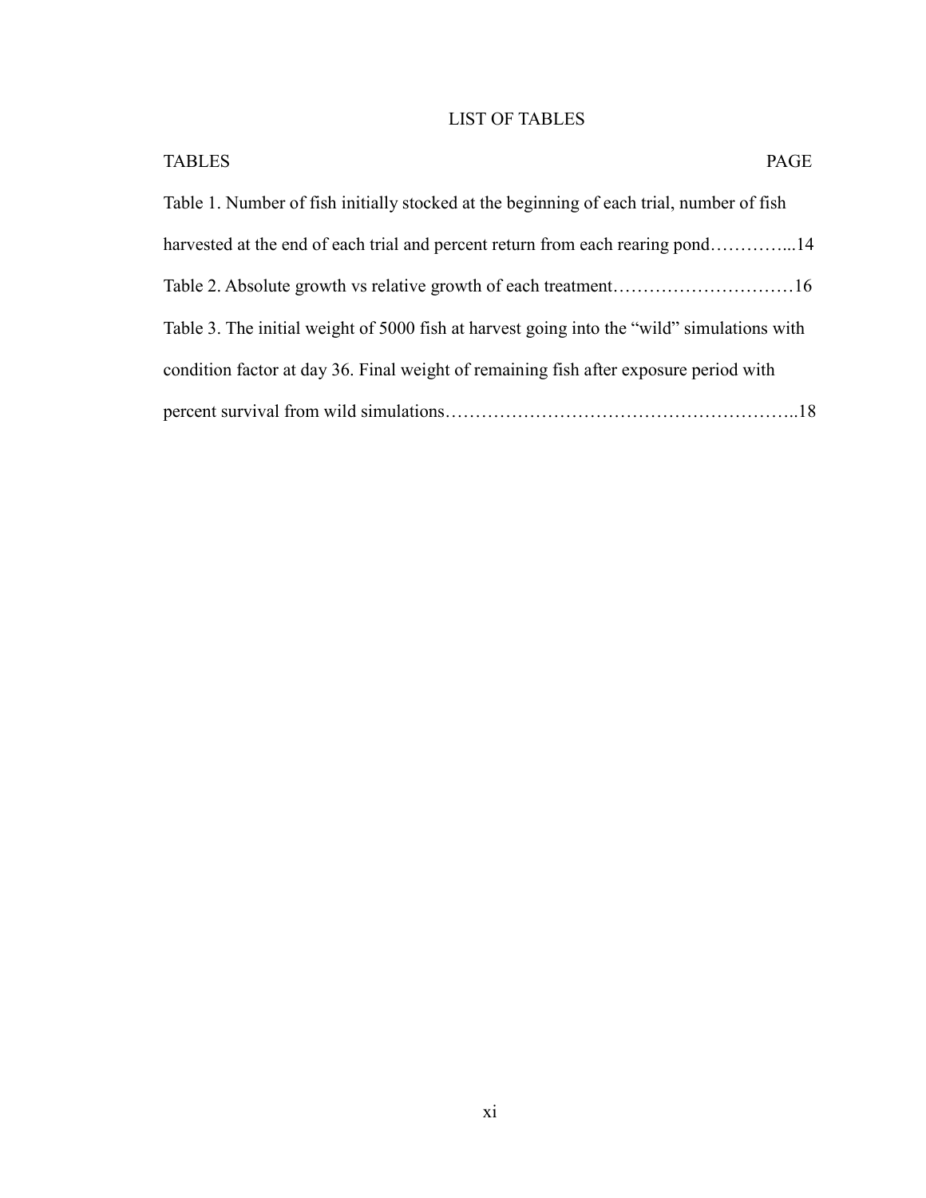# LIST OF TABLES

TABLES PAGE

Table 1. Number of fish initially stocked at the beginning of each trial, number of fish harvested at the end of each trial and percent return from each rearing pond…………...14

Table 2. Absolute growth vs relative growth of each treatment…………………………16

Table 3. The initial weight of 5000 fish at harvest going into the "wild" simulations with condition factor at day 36. Final weight of remaining fish after exposure period with percent survival from wild simulations…………………………………………………..18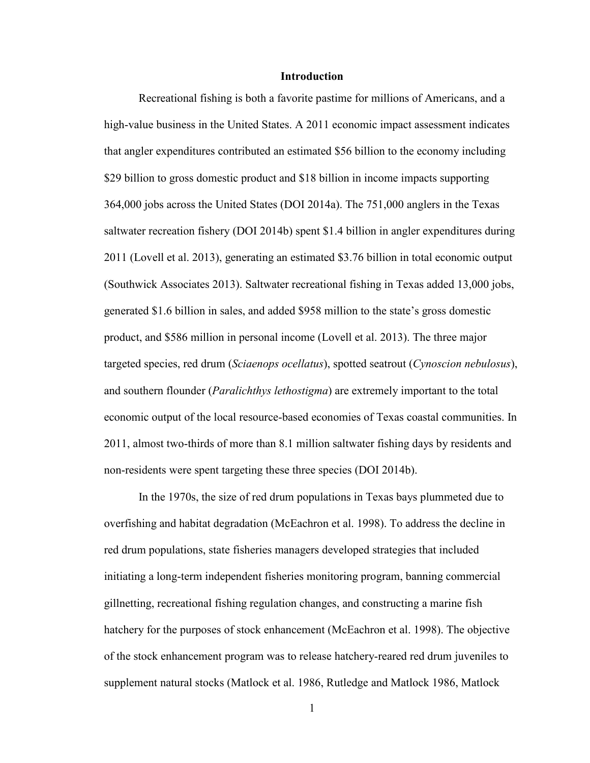# Introduction

Recreational fishing is both a favorite pastime for millions of Americans, and a high-value business in the United States. A 2011 economic impact assessment indicates that angler expenditures contributed an estimated $56 billion to the economy including $29 billion to gross domestic product and $18 billion in income impacts supporting 364,000 jobs across the United States (DOI 2014a). The 751,000 anglers in the Texas saltwater recreation fishery (DOI 2014b) spent $1.4 billion in angler expenditures during 2011 (Lovell et al. 2013), generating an estimated $3.76 billion in total economic output (Southwick Associates 2013). Saltwater recreational fishing in Texas added 13,000 jobs, generated $1.6 billion in sales, and added $958 million to the state's gross domestic product, and $586 million in personal income (Lovell et al. 2013). The three major targeted species, red drum (*Sciaenops ocellatus*), spotted seatrout (*Cynoscion nebulosus*), and southern flounder (*Paralichthys lethostigma*) are extremely important to the total economic output of the local resource-based economies of Texas coastal communities. In 2011, almost two-thirds of more than 8.1 million saltwater fishing days by residents and non-residents were spent targeting these three species (DOI 2014b).

In the 1970s, the size of red drum populations in Texas bays plummeted due to overfishing and habitat degradation (McEachron et al. 1998). To address the decline in red drum populations, state fisheries managers developed strategies that included initiating a long-term independent fisheries monitoring program, banning commercial gillnetting, recreational fishing regulation changes, and constructing a marine fish hatchery for the purposes of stock enhancement (McEachron et al. 1998). The objective of the stock enhancement program was to release hatchery-reared red drum juveniles to supplement natural stocks (Matlock et al. 1986, Rutledge and Matlock 1986, Matlock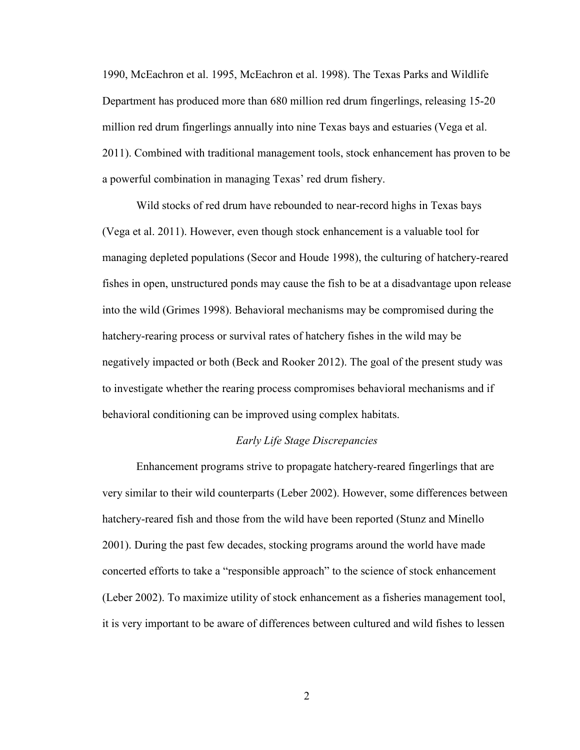1990, McEachron et al. 1995, McEachron et al. 1998). The Texas Parks and Wildlife Department has produced more than 680 million red drum fingerlings, releasing 15-20 million red drum fingerlings annually into nine Texas bays and estuaries (Vega et al. 2011). Combined with traditional management tools, stock enhancement has proven to be a powerful combination in managing Texas' red drum fishery.

Wild stocks of red drum have rebounded to near-record highs in Texas bays (Vega et al. 2011). However, even though stock enhancement is a valuable tool for managing depleted populations (Secor and Houde 1998), the culturing of hatchery-reared fishes in open, unstructured ponds may cause the fish to be at a disadvantage upon release into the wild (Grimes 1998). Behavioral mechanisms may be compromised during the hatchery-rearing process or survival rates of hatchery fishes in the wild may be negatively impacted or both (Beck and Rooker 2012). The goal of the present study was to investigate whether the rearing process compromises behavioral mechanisms and if behavioral conditioning can be improved using complex habitats.

### *Early Life Stage Discrepancies*

Enhancement programs strive to propagate hatchery-reared fingerlings that are very similar to their wild counterparts (Leber 2002). However, some differences between hatchery-reared fish and those from the wild have been reported (Stunz and Minello 2001). During the past few decades, stocking programs around the world have made concerted efforts to take a "responsible approach" to the science of stock enhancement (Leber 2002). To maximize utility of stock enhancement as a fisheries management tool, it is very important to be aware of differences between cultured and wild fishes to lessen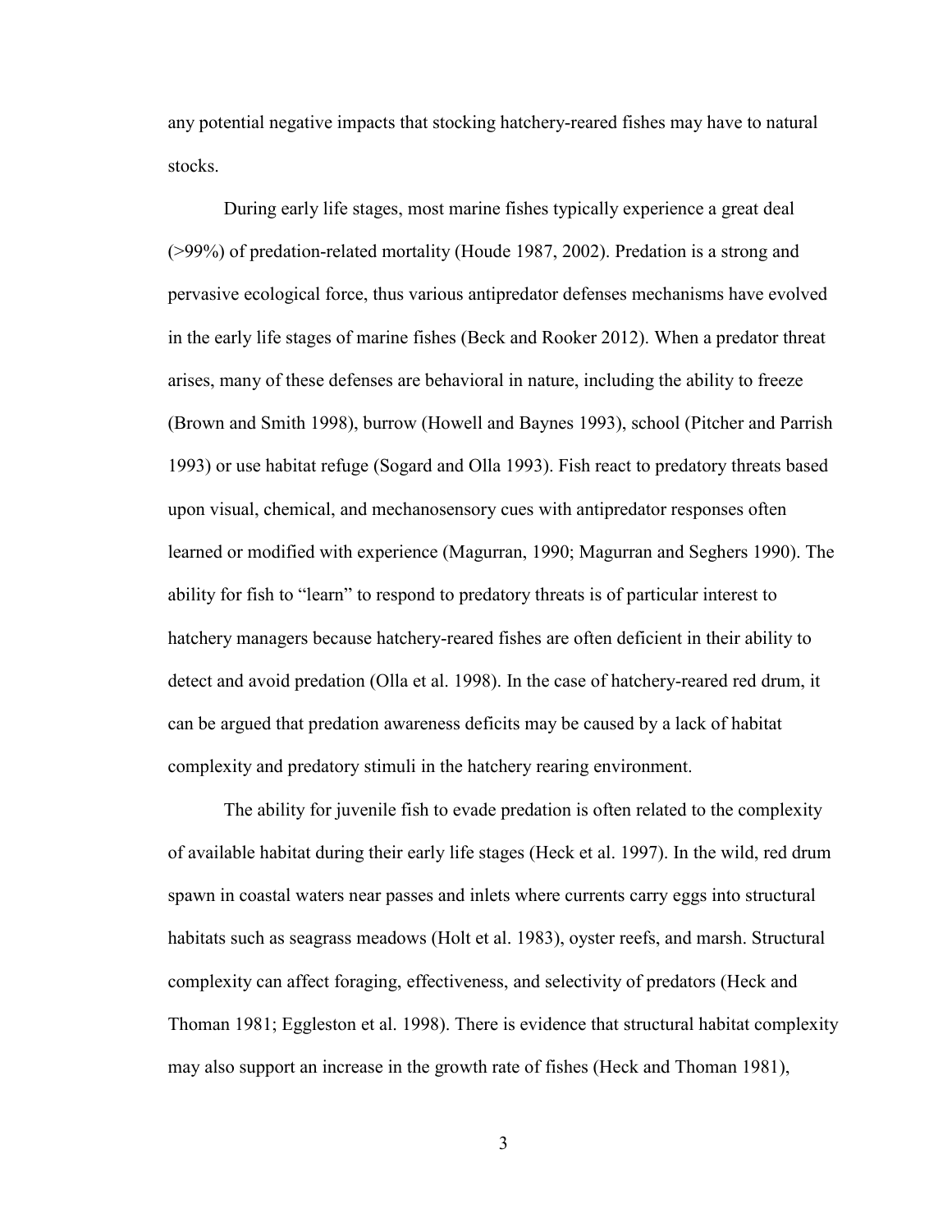any potential negative impacts that stocking hatchery-reared fishes may have to natural stocks.

During early life stages, most marine fishes typically experience a great deal (>99%) of predation-related mortality (Houde 1987, 2002). Predation is a strong and pervasive ecological force, thus various antipredator defenses mechanisms have evolved in the early life stages of marine fishes (Beck and Rooker 2012). When a predator threat arises, many of these defenses are behavioral in nature, including the ability to freeze (Brown and Smith 1998), burrow (Howell and Baynes 1993), school (Pitcher and Parrish 1993) or use habitat refuge (Sogard and Olla 1993). Fish react to predatory threats based upon visual, chemical, and mechanosensory cues with antipredator responses often learned or modified with experience (Magurran, 1990; Magurran and Seghers 1990). The ability for fish to "learn" to respond to predatory threats is of particular interest to hatchery managers because hatchery-reared fishes are often deficient in their ability to detect and avoid predation (Olla et al. 1998). In the case of hatchery-reared red drum, it can be argued that predation awareness deficits may be caused by a lack of habitat complexity and predatory stimuli in the hatchery rearing environment.

The ability for juvenile fish to evade predation is often related to the complexity of available habitat during their early life stages (Heck et al. 1997). In the wild, red drum spawn in coastal waters near passes and inlets where currents carry eggs into structural habitats such as seagrass meadows (Holt et al. 1983), oyster reefs, and marsh. Structural complexity can affect foraging, effectiveness, and selectivity of predators (Heck and Thoman 1981; Eggleston et al. 1998). There is evidence that structural habitat complexity may also support an increase in the growth rate of fishes (Heck and Thoman 1981),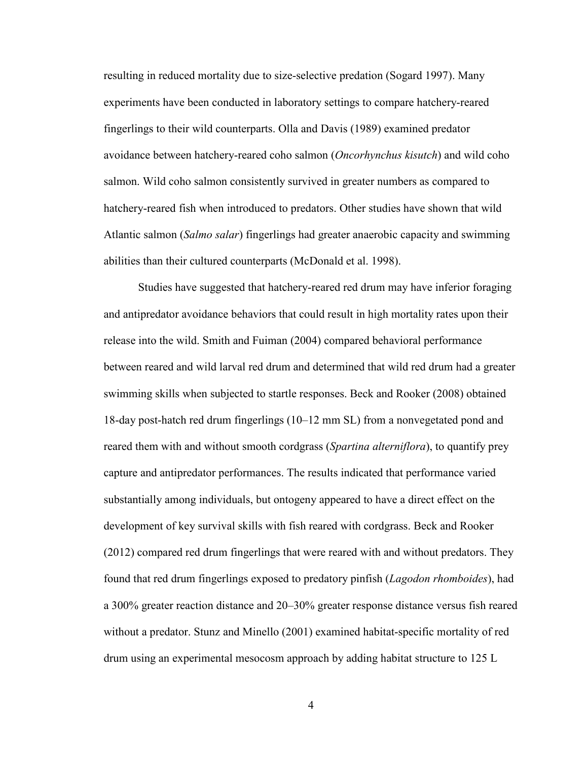resulting in reduced mortality due to size-selective predation (Sogard 1997). Many experiments have been conducted in laboratory settings to compare hatchery-reared fingerlings to their wild counterparts. Olla and Davis (1989) examined predator avoidance between hatchery-reared coho salmon (*Oncorhynchus kisutch*) and wild coho salmon. Wild coho salmon consistently survived in greater numbers as compared to hatchery-reared fish when introduced to predators. Other studies have shown that wild Atlantic salmon (*Salmo salar*) fingerlings had greater anaerobic capacity and swimming abilities than their cultured counterparts (McDonald et al. 1998).

Studies have suggested that hatchery-reared red drum may have inferior foraging and antipredator avoidance behaviors that could result in high mortality rates upon their release into the wild. Smith and Fuiman (2004) compared behavioral performance between reared and wild larval red drum and determined that wild red drum had a greater swimming skills when subjected to startle responses. Beck and Rooker (2008) obtained 18-day post-hatch red drum fingerlings (10–12 mm SL) from a nonvegetated pond and reared them with and without smooth cordgrass (*Spartina alterniflora*), to quantify prey capture and antipredator performances. The results indicated that performance varied substantially among individuals, but ontogeny appeared to have a direct effect on the development of key survival skills with fish reared with cordgrass. Beck and Rooker (2012) compared red drum fingerlings that were reared with and without predators. They found that red drum fingerlings exposed to predatory pinfish (*Lagodon rhomboides*), had a 300% greater reaction distance and 20–30% greater response distance versus fish reared without a predator. Stunz and Minello (2001) examined habitat-specific mortality of red drum using an experimental mesocosm approach by adding habitat structure to 125 L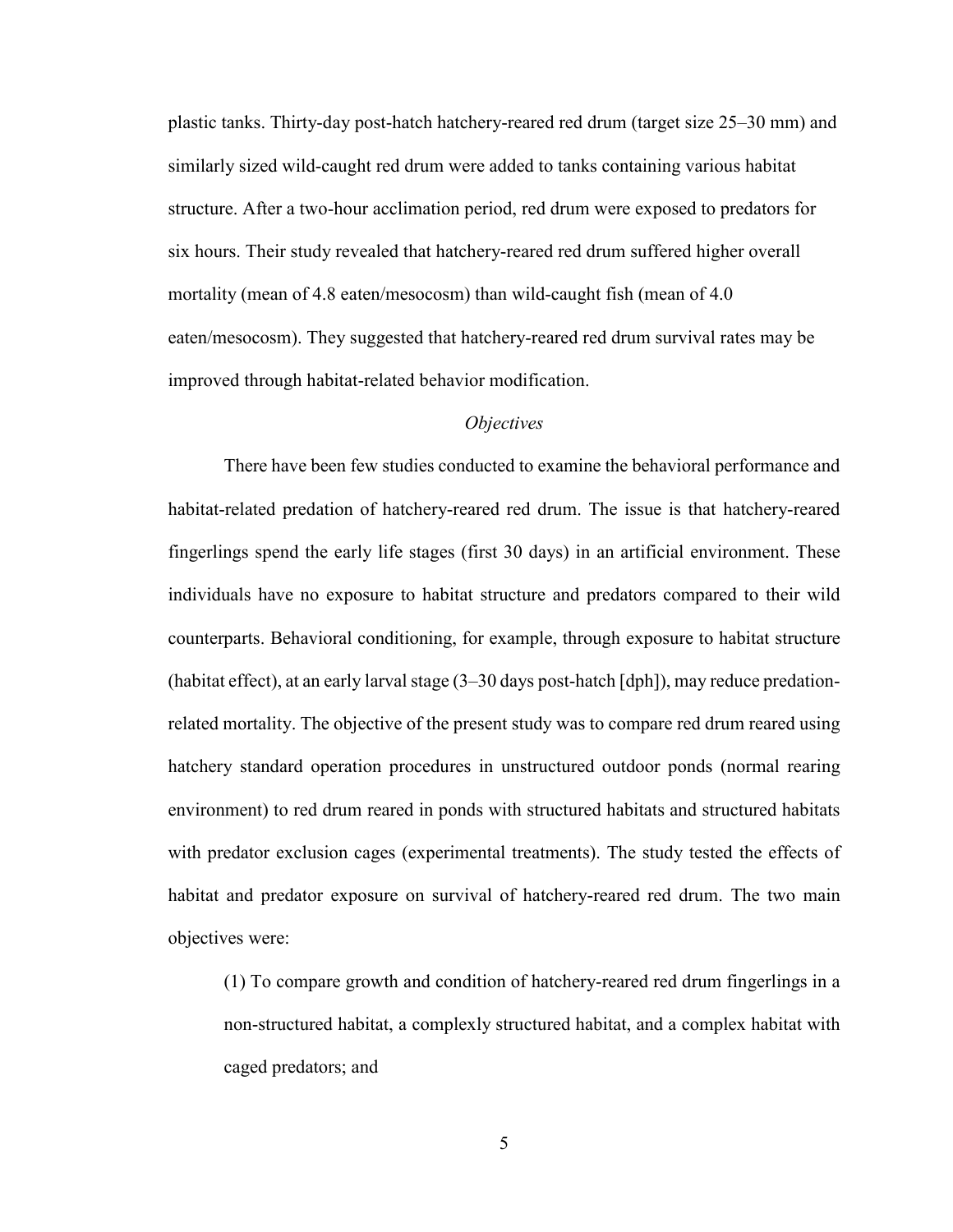plastic tanks. Thirty-day post-hatch hatchery-reared red drum (target size 25–30 mm) and similarly sized wild-caught red drum were added to tanks containing various habitat structure. After a two-hour acclimation period, red drum were exposed to predators for six hours. Their study revealed that hatchery-reared red drum suffered higher overall mortality (mean of 4.8 eaten/mesocosm) than wild-caught fish (mean of 4.0 eaten/mesocosm). They suggested that hatchery-reared red drum survival rates may be improved through habitat-related behavior modification.

### *Objectives*

There have been few studies conducted to examine the behavioral performance and habitat-related predation of hatchery-reared red drum. The issue is that hatchery-reared fingerlings spend the early life stages (first 30 days) in an artificial environment. These individuals have no exposure to habitat structure and predators compared to their wild counterparts. Behavioral conditioning, for example, through exposure to habitat structure (habitat effect), at an early larval stage (3–30 days post-hatch [dph]), may reduce predation-related mortality. The objective of the present study was to compare red drum reared using hatchery standard operation procedures in unstructured outdoor ponds (normal rearing environment) to red drum reared in ponds with structured habitats and structured habitats with predator exclusion cages (experimental treatments). The study tested the effects of habitat and predator exposure on survival of hatchery-reared red drum. The two main objectives were:

(1) To compare growth and condition of hatchery-reared red drum fingerlings in a non-structured habitat, a complexly structured habitat, and a complex habitat with caged predators; and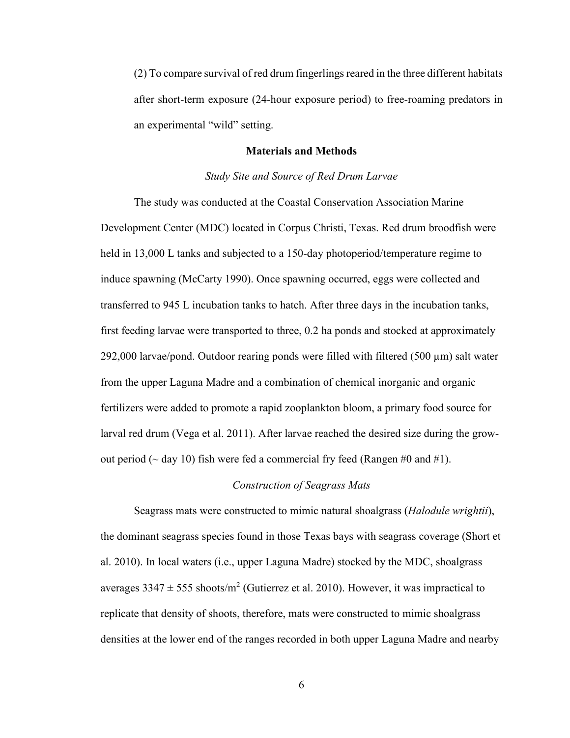(2) To compare survival of red drum fingerlings reared in the three different habitats after short-term exposure (24-hour exposure period) to free-roaming predators in an experimental "wild" setting.

## Materials and Methods

### *Study Site and Source of Red Drum Larvae*

The study was conducted at the Coastal Conservation Association Marine Development Center (MDC) located in Corpus Christi, Texas. Red drum broodfish were held in 13,000 L tanks and subjected to a 150-day photoperiod/temperature regime to induce spawning (McCarty 1990). Once spawning occurred, eggs were collected and transferred to 945 L incubation tanks to hatch. After three days in the incubation tanks, first feeding larvae were transported to three, 0.2 ha ponds and stocked at approximately 292,000 larvae/pond. Outdoor rearing ponds were filled with filtered (500 µm) salt water from the upper Laguna Madre and a combination of chemical inorganic and organic fertilizers were added to promote a rapid zooplankton bloom, a primary food source for larval red drum (Vega et al. 2011). After larvae reached the desired size during the grow-out period (~ day 10) fish were fed a commercial fry feed (Rangen #0 and #1).

### *Construction of Seagrass Mats*

Seagrass mats were constructed to mimic natural shoalgrass (*Halodule wrightii*), the dominant seagrass species found in those Texas bays with seagrass coverage (Short et al. 2010). In local waters (i.e., upper Laguna Madre) stocked by the MDC, shoalgrass averages $3347 \pm 555$ shoots/$m^2$ (Gutierrez et al. 2010). However, it was impractical to replicate that density of shoots, therefore, mats were constructed to mimic shoalgrass densities at the lower end of the ranges recorded in both upper Laguna Madre and nearby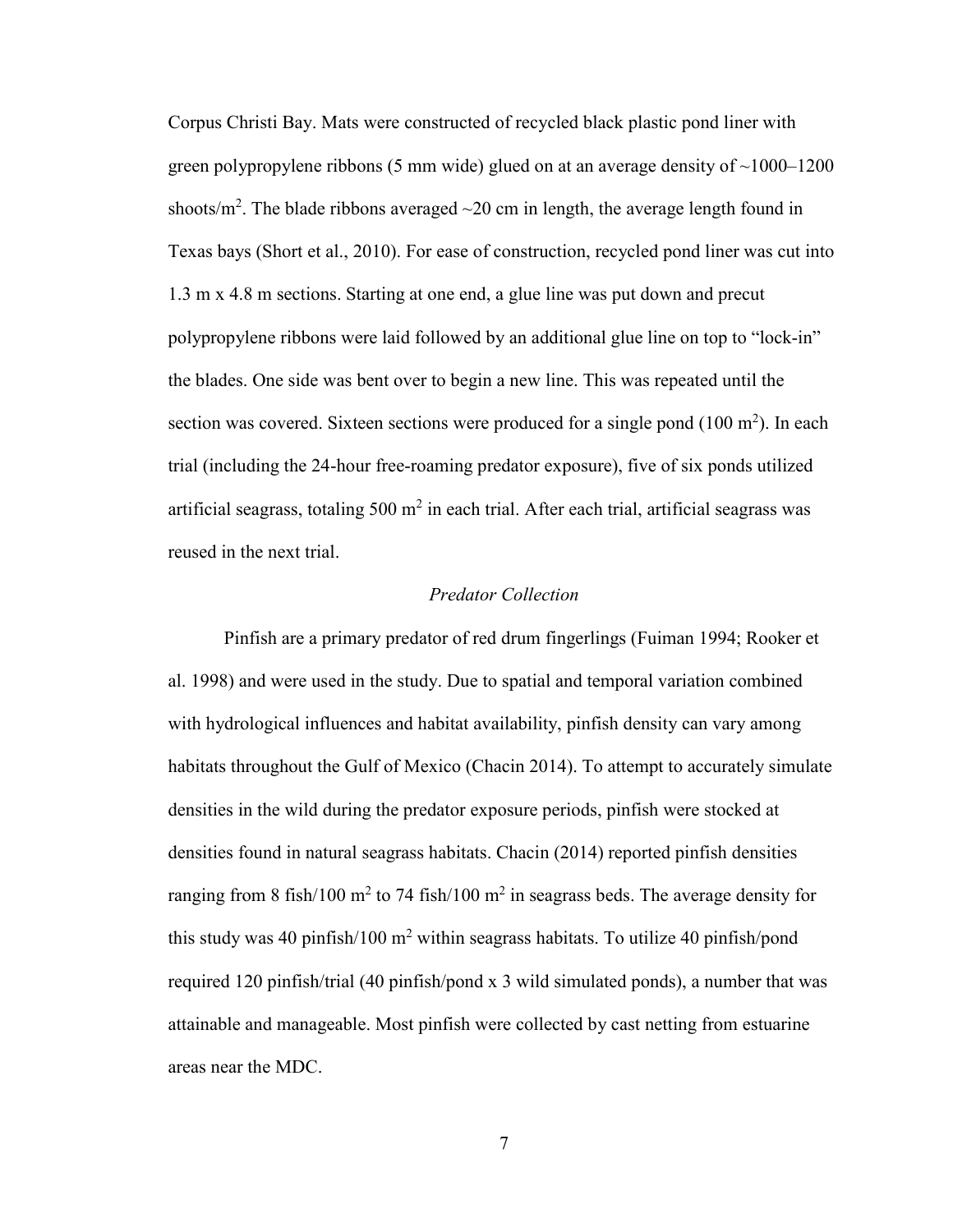Corpus Christi Bay. Mats were constructed of recycled black plastic pond liner with green polypropylene ribbons (5 mm wide) glued on at an average density of ~1000–1200 shoots/$m^2$. The blade ribbons averaged ~20 cm in length, the average length found in Texas bays (Short et al., 2010). For ease of construction, recycled pond liner was cut into 1.3 m x 4.8 m sections. Starting at one end, a glue line was put down and precut polypropylene ribbons were laid followed by an additional glue line on top to "lock-in" the blades. One side was bent over to begin a new line. This was repeated until the section was covered. Sixteen sections were produced for a single pond (100 $m^2$). In each trial (including the 24-hour free-roaming predator exposure), five of six ponds utilized artificial seagrass, totaling 500 $m^2$ in each trial. After each trial, artificial seagrass was reused in the next trial.

### *Predator Collection*

Pinfish are a primary predator of red drum fingerlings (Fuiman 1994; Rooker et al. 1998) and were used in the study. Due to spatial and temporal variation combined with hydrological influences and habitat availability, pinfish density can vary among habitats throughout the Gulf of Mexico (Chacin 2014). To attempt to accurately simulate densities in the wild during the predator exposure periods, pinfish were stocked at densities found in natural seagrass habitats. Chacin (2014) reported pinfish densities ranging from 8 fish/100 $m^2$ to 74 fish/100 $m^2$ in seagrass beds. The average density for this study was 40 pinfish/100 $m^2$ within seagrass habitats. To utilize 40 pinfish/pond required 120 pinfish/trial (40 pinfish/pond x 3 wild simulated ponds), a number that was attainable and manageable. Most pinfish were collected by cast netting from estuarine areas near the MDC.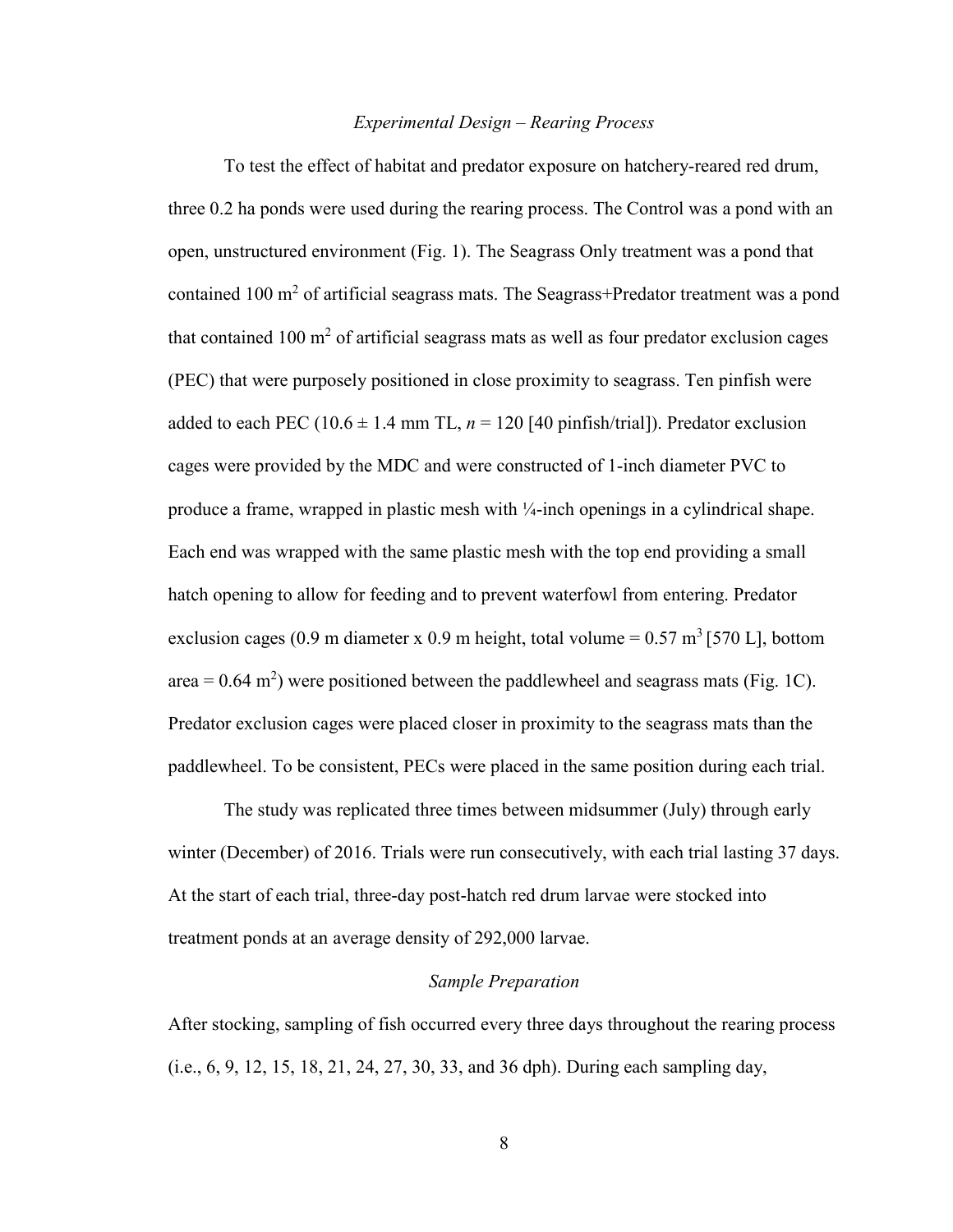### *Experimental Design – Rearing Process*

To test the effect of habitat and predator exposure on hatchery-reared red drum, three 0.2 ha ponds were used during the rearing process. The Control was a pond with an open, unstructured environment (Fig. 1). The Seagrass Only treatment was a pond that contained 100 $m^2$ of artificial seagrass mats. The Seagrass+Predator treatment was a pond that contained 100 $m^2$ of artificial seagrass mats as well as four predator exclusion cages (PEC) that were purposely positioned in close proximity to seagrass. Ten pinfish were added to each PEC ($10.6 \pm 1.4$ mm TL, $n = 120$ [40 pinfish/trial]). Predator exclusion cages were provided by the MDC and were constructed of 1-inch diameter PVC to produce a frame, wrapped in plastic mesh with ¼-inch openings in a cylindrical shape. Each end was wrapped with the same plastic mesh with the top end providing a small hatch opening to allow for feeding and to prevent waterfowl from entering. Predator exclusion cages (0.9 m diameter x 0.9 m height, total volume = 0.57 $m^3$ [570 L], bottom area = 0.64 $m^2$) were positioned between the paddlewheel and seagrass mats (Fig. 1C). Predator exclusion cages were placed closer in proximity to the seagrass mats than the paddlewheel. To be consistent, PECs were placed in the same position during each trial.

The study was replicated three times between midsummer (July) through early winter (December) of 2016. Trials were run consecutively, with each trial lasting 37 days. At the start of each trial, three-day post-hatch red drum larvae were stocked into treatment ponds at an average density of 292,000 larvae.

### *Sample Preparation*

After stocking, sampling of fish occurred every three days throughout the rearing process (i.e., 6, 9, 12, 15, 18, 21, 24, 27, 30, 33, and 36 dph). During each sampling day,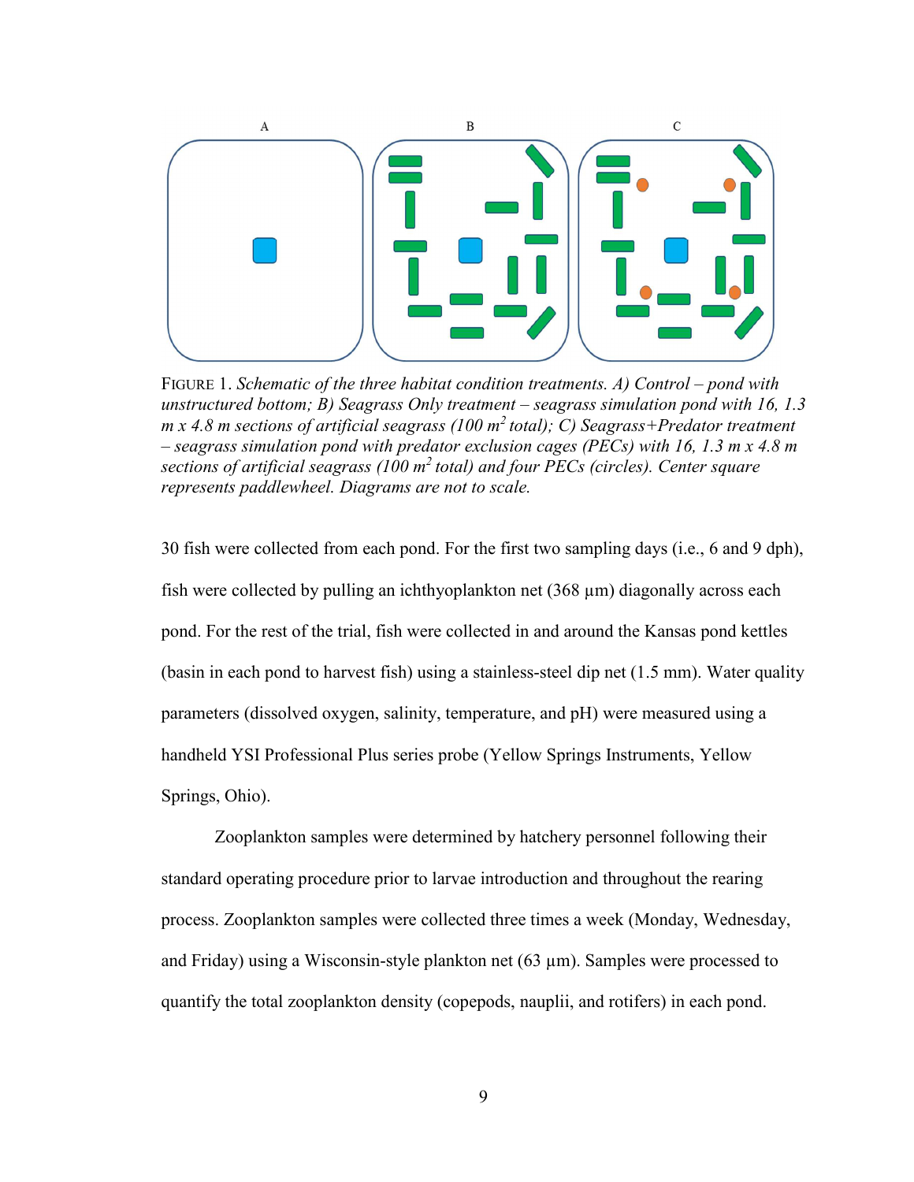FIGURE 1. *Schematic of the three habitat condition treatments. A) Control – pond with unstructured bottom; B) Seagrass Only treatment – seagrass simulation pond with 16, 1.3 m x 4.8 m sections of artificial seagrass (100 m$^2$ total); C) Seagrass+Predator treatment – seagrass simulation pond with predator exclusion cages (PECs) with 16, 1.3 m x 4.8 m sections of artificial seagrass (100 m$^2$ total) and four PECs (circles). Center square represents paddlewheel. Diagrams are not to scale.*

30 fish were collected from each pond. For the first two sampling days (i.e., 6 and 9 dph), fish were collected by pulling an ichthyoplankton net (368 µm) diagonally across each pond. For the rest of the trial, fish were collected in and around the Kansas pond kettles (basin in each pond to harvest fish) using a stainless-steel dip net (1.5 mm). Water quality parameters (dissolved oxygen, salinity, temperature, and pH) were measured using a handheld YSI Professional Plus series probe (Yellow Springs Instruments, Yellow Springs, Ohio).

Zooplankton samples were determined by hatchery personnel following their standard operating procedure prior to larvae introduction and throughout the rearing process. Zooplankton samples were collected three times a week (Monday, Wednesday, and Friday) using a Wisconsin-style plankton net (63 µm). Samples were processed to quantify the total zooplankton density (copepods, nauplii, and rotifers) in each pond.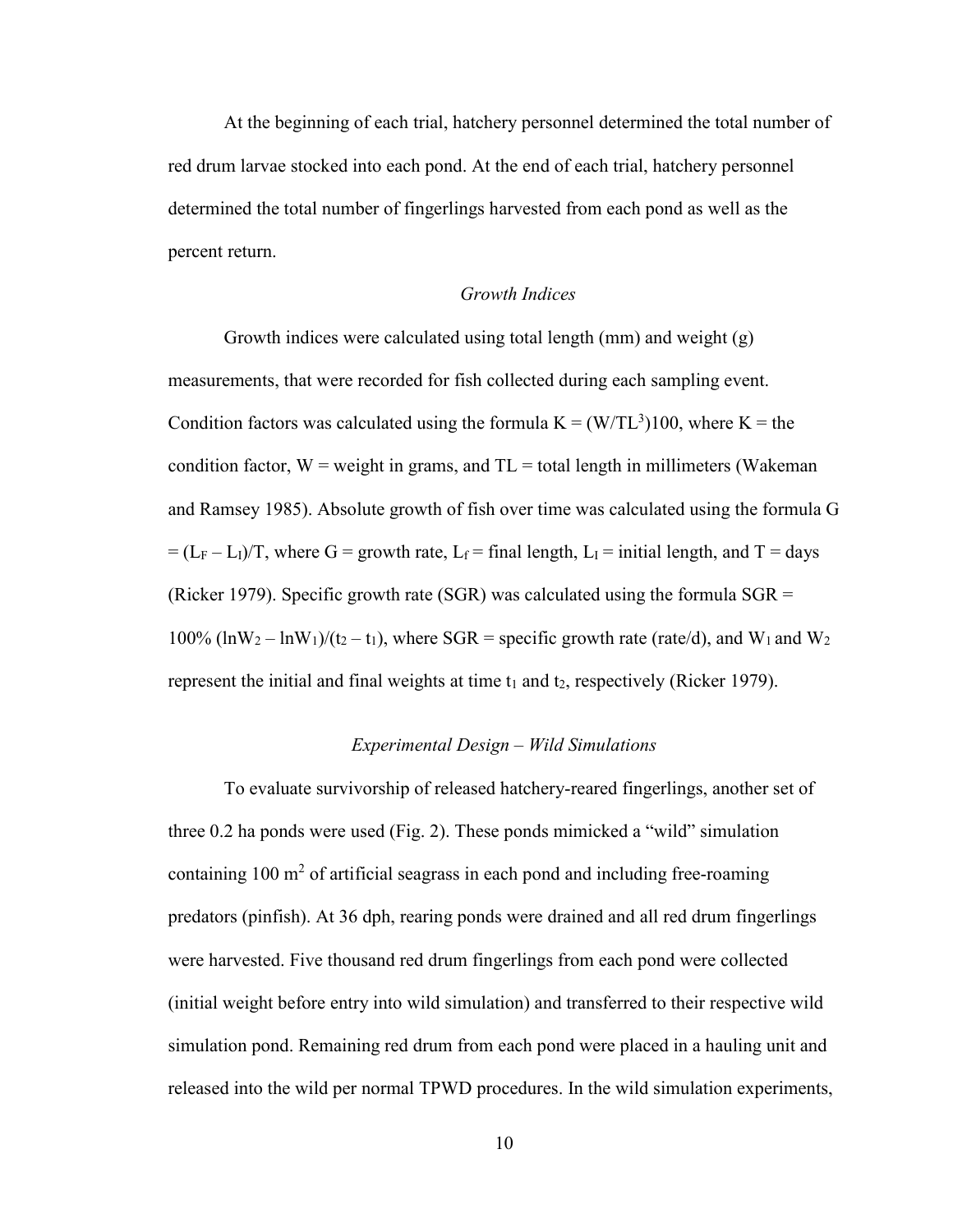At the beginning of each trial, hatchery personnel determined the total number of red drum larvae stocked into each pond. At the end of each trial, hatchery personnel determined the total number of fingerlings harvested from each pond as well as the percent return.

### *Growth Indices*

Growth indices were calculated using total length (mm) and weight (g) measurements, that were recorded for fish collected during each sampling event. Condition factors was calculated using the formula $K = (W/TL^3)100$, where K = the condition factor, W = weight in grams, and TL = total length in millimeters (Wakeman and Ramsey 1985). Absolute growth of fish over time was calculated using the formula $G = (L_F - L_I)/T$, where G = growth rate, $L_f$ = final length, $L_I$ = initial length, and T = days (Ricker 1979). Specific growth rate (SGR) was calculated using the formula SGR = $100\% (\ln W_2 - \ln W_1)/(t_2 - t_1)$, where SGR = specific growth rate (rate/d), and $W_1$ and $W_2$ represent the initial and final weights at time $t_1$ and $t_2$, respectively (Ricker 1979).

### *Experimental Design – Wild Simulations*

To evaluate survivorship of released hatchery-reared fingerlings, another set of three 0.2 ha ponds were used (Fig. 2). These ponds mimicked a "wild" simulation containing 100 $m^2$ of artificial seagrass in each pond and including free-roaming predators (pinfish). At 36 dph, rearing ponds were drained and all red drum fingerlings were harvested. Five thousand red drum fingerlings from each pond were collected (initial weight before entry into wild simulation) and transferred to their respective wild simulation pond. Remaining red drum from each pond were placed in a hauling unit and released into the wild per normal TPWD procedures. In the wild simulation experiments,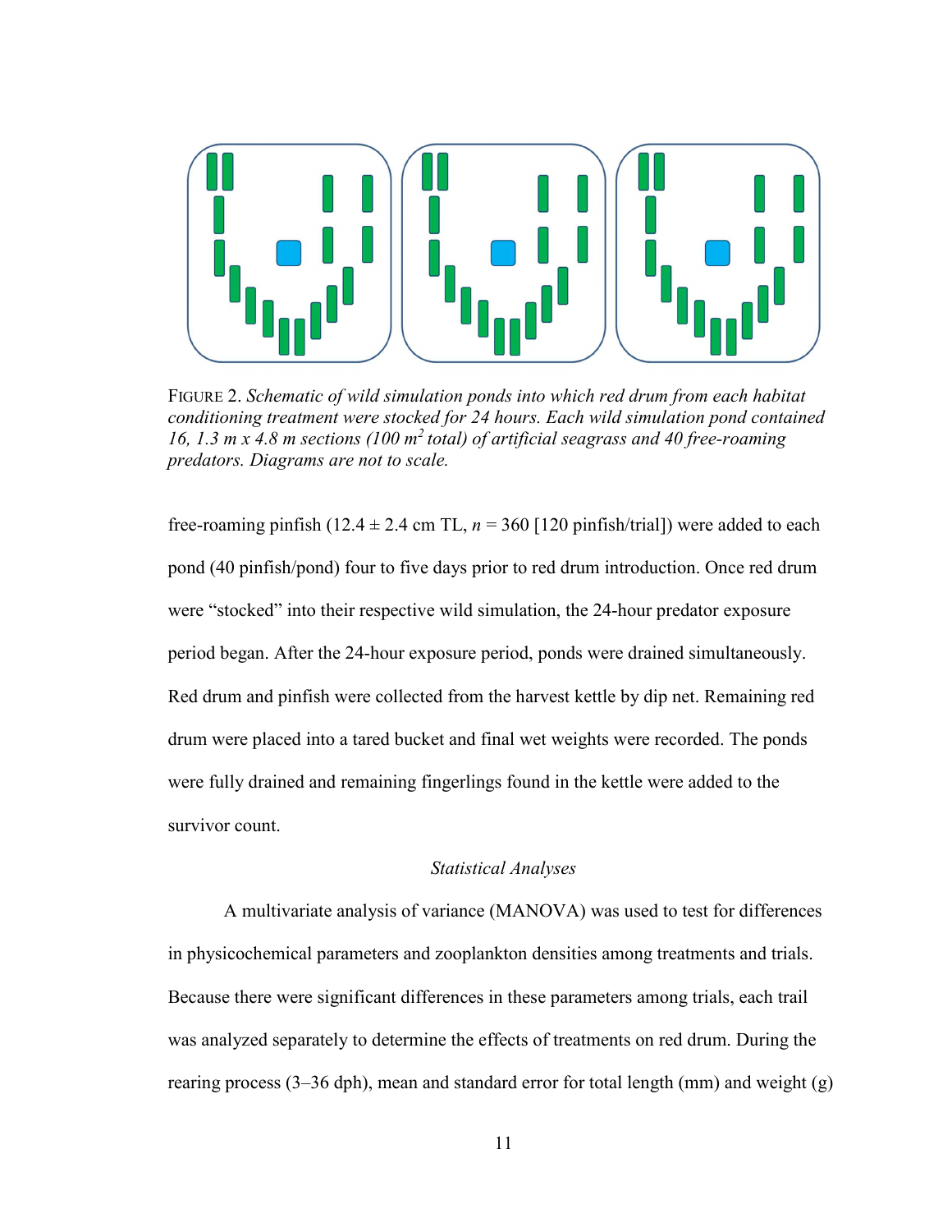FIGURE 2. *Schematic of wild simulation ponds into which red drum from each habitat conditioning treatment were stocked for 24 hours. Each wild simulation pond contained 16, 1.3 m x 4.8 m sections (100 m$^2$ total) of artificial seagrass and 40 free-roaming predators. Diagrams are not to scale.*

free-roaming pinfish (12.4 ± 2.4 cm TL, *n* = 360 [120 pinfish/trial]) were added to each pond (40 pinfish/pond) four to five days prior to red drum introduction. Once red drum were "stocked" into their respective wild simulation, the 24-hour predator exposure period began. After the 24-hour exposure period, ponds were drained simultaneously. Red drum and pinfish were collected from the harvest kettle by dip net. Remaining red drum were placed into a tared bucket and final wet weights were recorded. The ponds were fully drained and remaining fingerlings found in the kettle were added to the survivor count.

### *Statistical Analyses*

A multivariate analysis of variance (MANOVA) was used to test for differences in physicochemical parameters and zooplankton densities among treatments and trials. Because there were significant differences in these parameters among trials, each trail was analyzed separately to determine the effects of treatments on red drum. During the rearing process (3–36 dph), mean and standard error for total length (mm) and weight (g)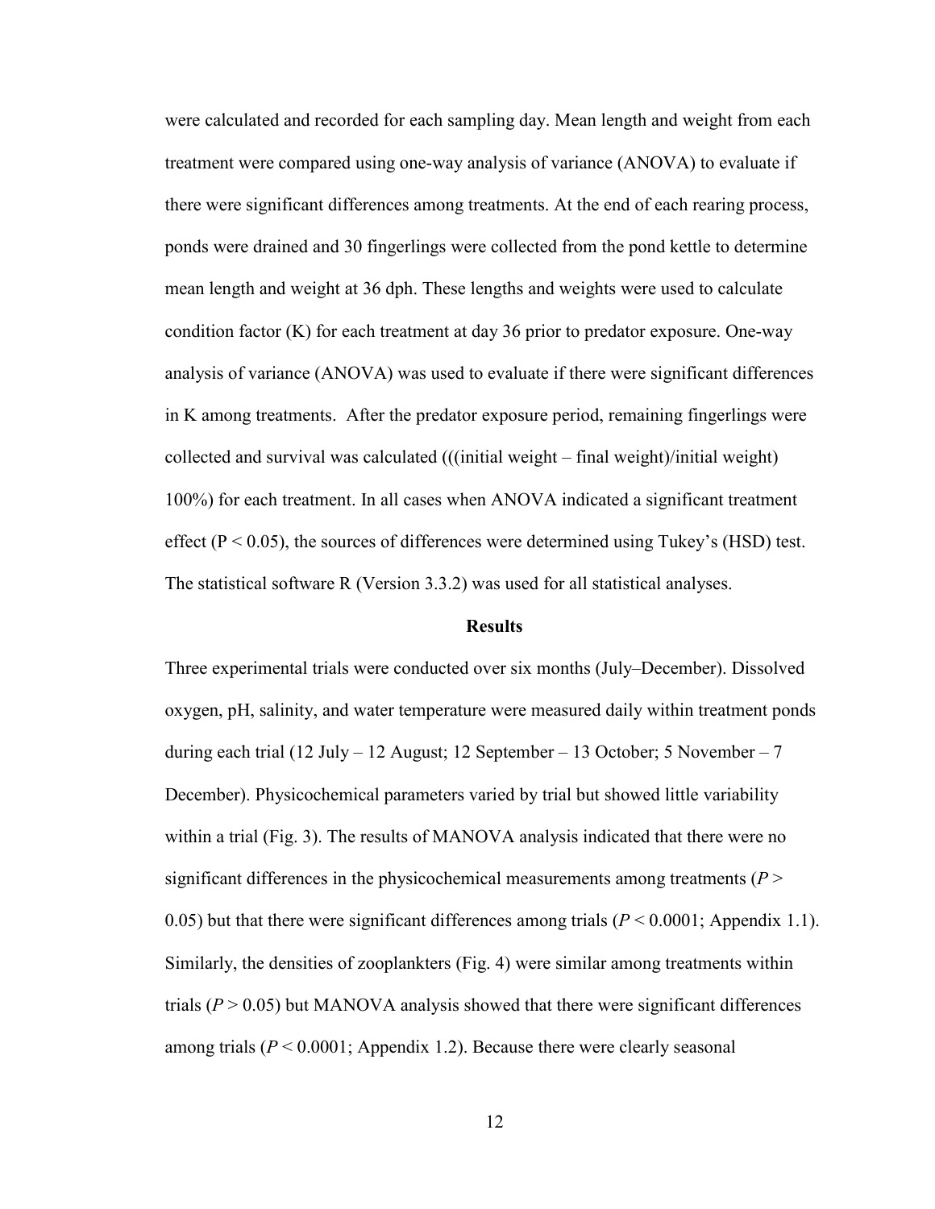were calculated and recorded for each sampling day. Mean length and weight from each treatment were compared using one-way analysis of variance (ANOVA) to evaluate if there were significant differences among treatments. At the end of each rearing process, ponds were drained and 30 fingerlings were collected from the pond kettle to determine mean length and weight at 36 dph. These lengths and weights were used to calculate condition factor (K) for each treatment at day 36 prior to predator exposure. One-way analysis of variance (ANOVA) was used to evaluate if there were significant differences in K among treatments. After the predator exposure period, remaining fingerlings were collected and survival was calculated (((initial weight – final weight)/initial weight) 100%) for each treatment. In all cases when ANOVA indicated a significant treatment effect ($P < 0.05$), the sources of differences were determined using Tukey's (HSD) test. The statistical software R (Version 3.3.2) was used for all statistical analyses.

## Results

Three experimental trials were conducted over six months (July–December). Dissolved oxygen, pH, salinity, and water temperature were measured daily within treatment ponds during each trial (12 July – 12 August; 12 September – 13 October; 5 November – 7 December). Physicochemical parameters varied by trial but showed little variability within a trial (Fig. 3). The results of MANOVA analysis indicated that there were no significant differences in the physicochemical measurements among treatments ($P > 0.05$) but that there were significant differences among trials ($P < 0.0001$; Appendix 1.1). Similarly, the densities of zooplankters (Fig. 4) were similar among treatments within trials ($P > 0.05$) but MANOVA analysis showed that there were significant differences among trials ($P < 0.0001$; Appendix 1.2). Because there were clearly seasonal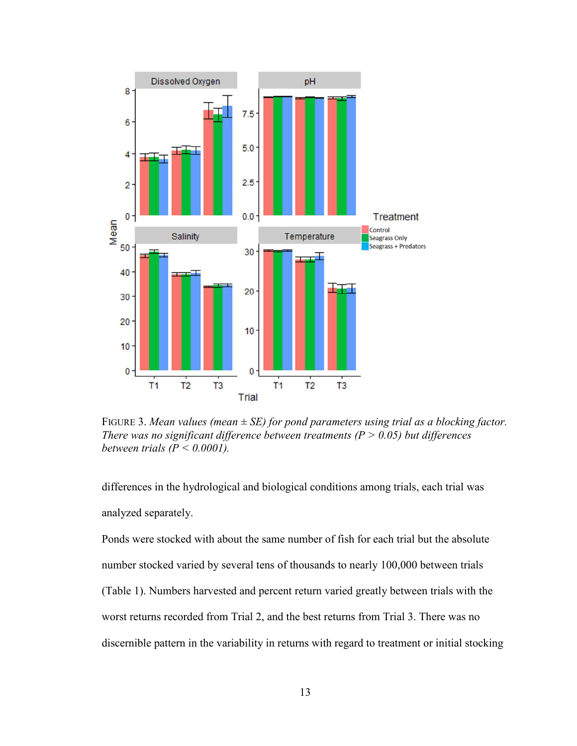FIGURE 3. *Mean values (mean ± SE) for pond parameters using trial as a blocking factor. There was no significant difference between treatments ($P > 0.05$) but differences between trials ($P < 0.0001$).*

differences in the hydrological and biological conditions among trials, each trial was analyzed separately.

Ponds were stocked with about the same number of fish for each trial but the absolute number stocked varied by several tens of thousands to nearly 100,000 between trials (Table 1). Numbers harvested and percent return varied greatly between trials with the worst returns recorded from Trial 2, and the best returns from Trial 3. There was no discernible pattern in the variability in returns with regard to treatment or initial stocking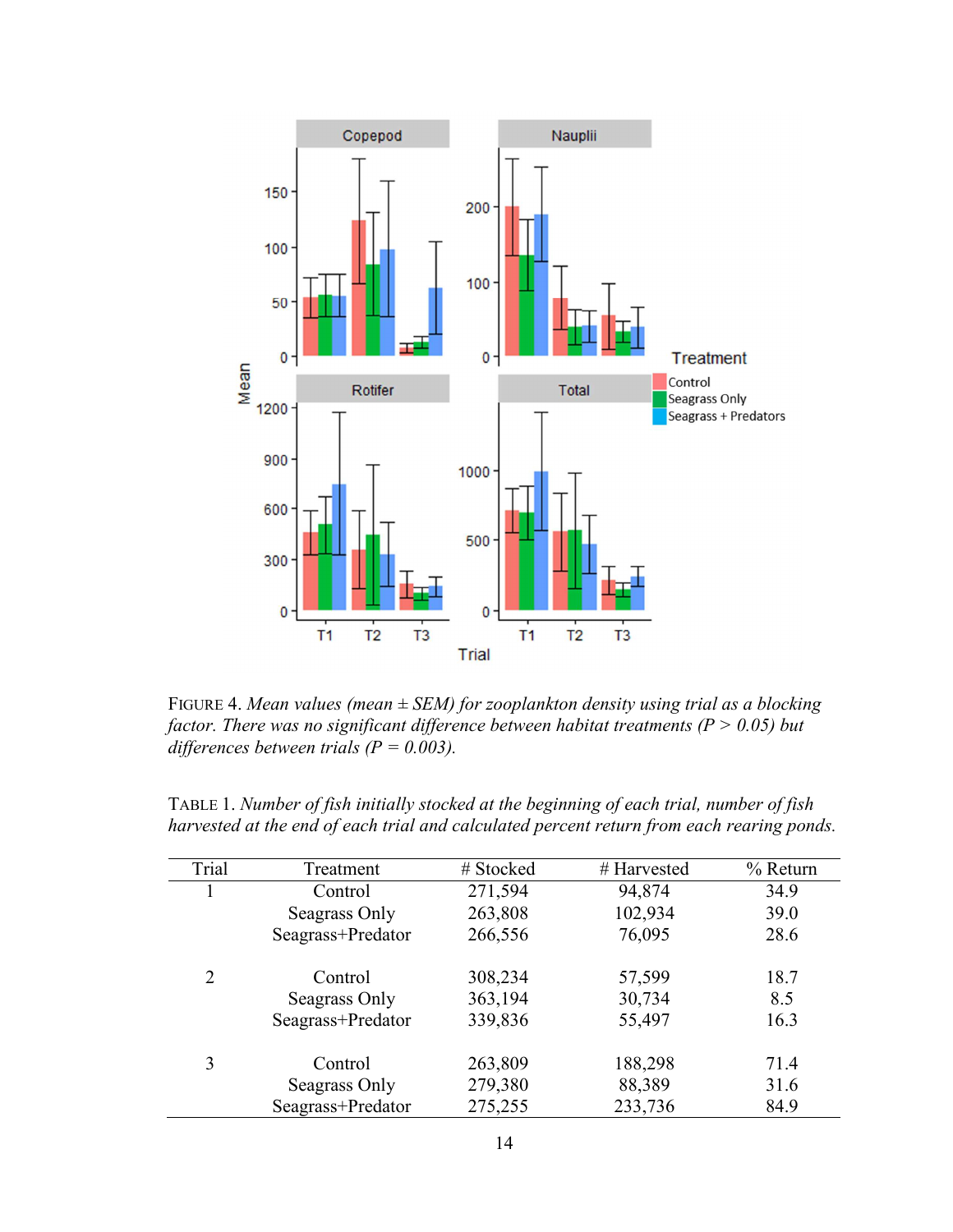FIGURE 4. *Mean values (mean ± SEM) for zooplankton density using trial as a blocking factor. There was no significant difference between habitat treatments (P > 0.05) but differences between trials (P = 0.003).*

TABLE 1. *Number of fish initially stocked at the beginning of each trial, number of fish harvested at the end of each trial and calculated percent return from each rearing ponds.*

| Trial | Treatment | # Stocked | # Harvested | % Return |
|---|---|---|---|---|
| 1 | Control | 271,594 | 94,874 | 34.9 |
| | Seagrass Only | 263,808 | 102,934 | 39.0 |
| | Seagrass+Predator | 266,556 | 76,095 | 28.6 |
| 2 | Control | 308,234 | 57,599 | 18.7 |
| | Seagrass Only | 363,194 | 30,734 | 8.5 |
| | Seagrass+Predator | 339,836 | 55,497 | 16.3 |
| 3 | Control | 263,809 | 188,298 | 71.4 |
| | Seagrass Only | 279,380 | 88,389 | 31.6 |
| | Seagrass+Predator | 275,255 | 233,736 | 84.9 |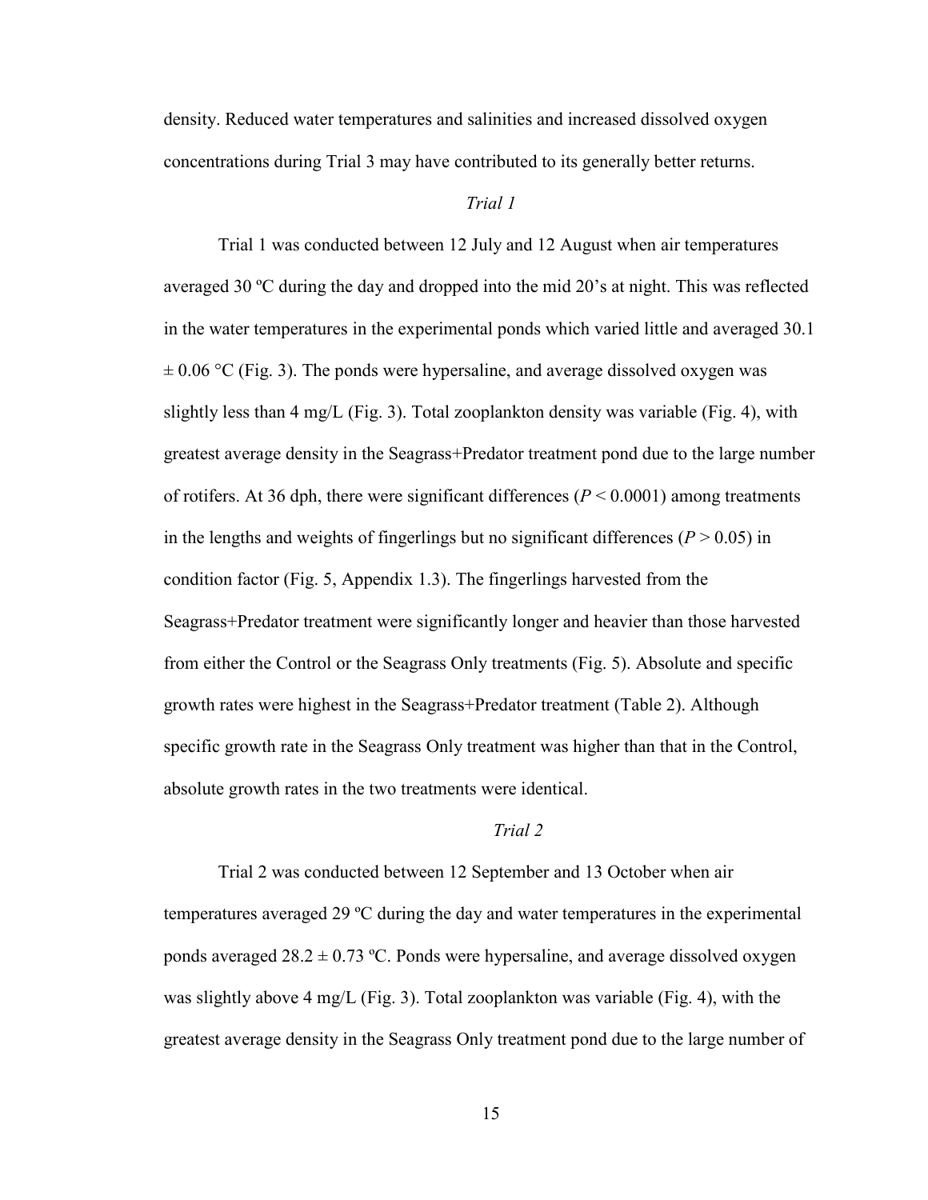density. Reduced water temperatures and salinities and increased dissolved oxygen concentrations during Trial 3 may have contributed to its generally better returns.

### *Trial 1*

Trial 1 was conducted between 12 July and 12 August when air temperatures averaged 30 ºC during the day and dropped into the mid 20's at night. This was reflected in the water temperatures in the experimental ponds which varied little and averaged 30.1 ± 0.06 °C (Fig. 3). The ponds were hypersaline, and average dissolved oxygen was slightly less than 4 mg/L (Fig. 3). Total zooplankton density was variable (Fig. 4), with greatest average density in the Seagrass+Predator treatment pond due to the large number of rotifers. At 36 dph, there were significant differences ($P < 0.0001$) among treatments in the lengths and weights of fingerlings but no significant differences ($P > 0.05$) in condition factor (Fig. 5, Appendix 1.3). The fingerlings harvested from the Seagrass+Predator treatment were significantly longer and heavier than those harvested from either the Control or the Seagrass Only treatments (Fig. 5). Absolute and specific growth rates were highest in the Seagrass+Predator treatment (Table 2). Although specific growth rate in the Seagrass Only treatment was higher than that in the Control, absolute growth rates in the two treatments were identical.

### *Trial 2*

Trial 2 was conducted between 12 September and 13 October when air temperatures averaged 29 ºC during the day and water temperatures in the experimental ponds averaged 28.2 ± 0.73 ºC. Ponds were hypersaline, and average dissolved oxygen was slightly above 4 mg/L (Fig. 3). Total zooplankton was variable (Fig. 4), with the greatest average density in the Seagrass Only treatment pond due to the large number of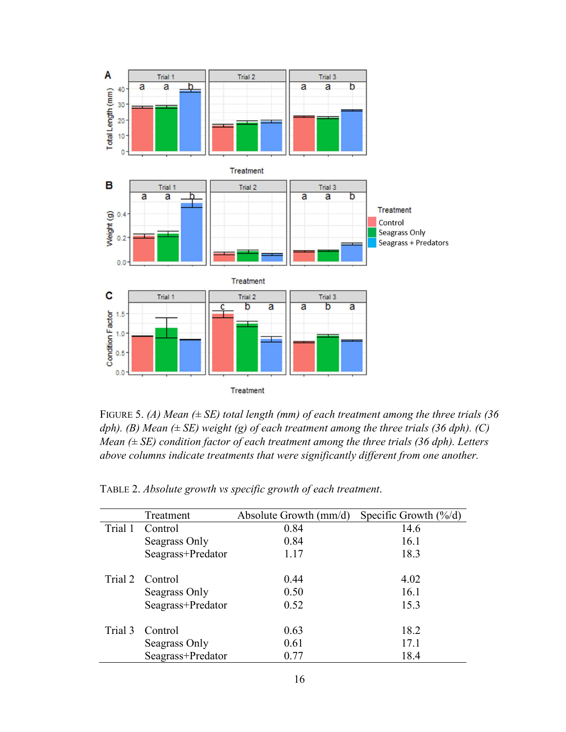FIGURE 5. *(A) Mean (± SE) total length (mm) of each treatment among the three trials (36 dph). (B) Mean (± SE) weight (g) of each treatment among the three trials (36 dph). (C) Mean (± SE) condition factor of each treatment among the three trials (36 dph). Letters above columns indicate treatments that were significantly different from one another.*

TABLE 2. *Absolute growth vs specific growth of each treatment.*

| | Treatment | Absolute Growth (mm/d) | Specific Growth (%/d) |
|---|---|---|---|
| Trial 1 | Control | 0.84 | 14.6 |
| | Seagrass Only | 0.84 | 16.1 |
| | Seagrass+Predator | 1.17 | 18.3 |
| Trial 2 | Control | 0.44 | 4.02 |
| | Seagrass Only | 0.50 | 16.1 |
| | Seagrass+Predator | 0.52 | 15.3 |
| Trial 3 | Control | 0.63 | 18.2 |
| | Seagrass Only | 0.61 | 17.1 |
| | Seagrass+Predator | 0.77 | 18.4 |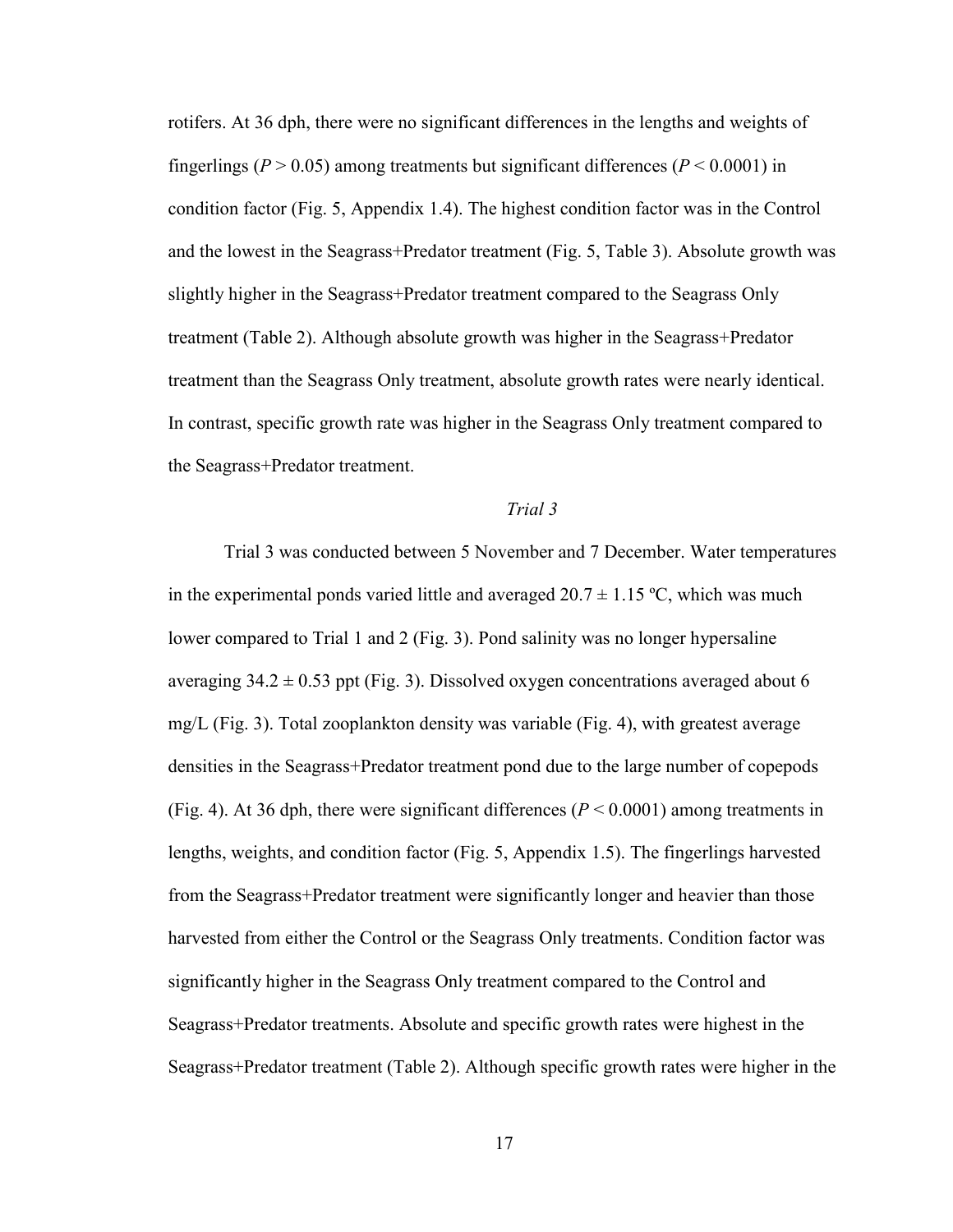rotifers. At 36 dph, there were no significant differences in the lengths and weights of fingerlings ($P > 0.05$) among treatments but significant differences ($P < 0.0001$) in condition factor (Fig. 5, Appendix 1.4). The highest condition factor was in the Control and the lowest in the Seagrass+Predator treatment (Fig. 5, Table 3). Absolute growth was slightly higher in the Seagrass+Predator treatment compared to the Seagrass Only treatment (Table 2). Although absolute growth was higher in the Seagrass+Predator treatment than the Seagrass Only treatment, absolute growth rates were nearly identical. In contrast, specific growth rate was higher in the Seagrass Only treatment compared to the Seagrass+Predator treatment.

### *Trial 3*

Trial 3 was conducted between 5 November and 7 December. Water temperatures in the experimental ponds varied little and averaged 20.7 ± 1.15 ºC, which was much lower compared to Trial 1 and 2 (Fig. 3). Pond salinity was no longer hypersaline averaging 34.2 ± 0.53 ppt (Fig. 3). Dissolved oxygen concentrations averaged about 6 mg/L (Fig. 3). Total zooplankton density was variable (Fig. 4), with greatest average densities in the Seagrass+Predator treatment pond due to the large number of copepods (Fig. 4). At 36 dph, there were significant differences ($P < 0.0001$) among treatments in lengths, weights, and condition factor (Fig. 5, Appendix 1.5). The fingerlings harvested from the Seagrass+Predator treatment were significantly longer and heavier than those harvested from either the Control or the Seagrass Only treatments. Condition factor was significantly higher in the Seagrass Only treatment compared to the Control and Seagrass+Predator treatments. Absolute and specific growth rates were highest in the Seagrass+Predator treatment (Table 2). Although specific growth rates were higher in the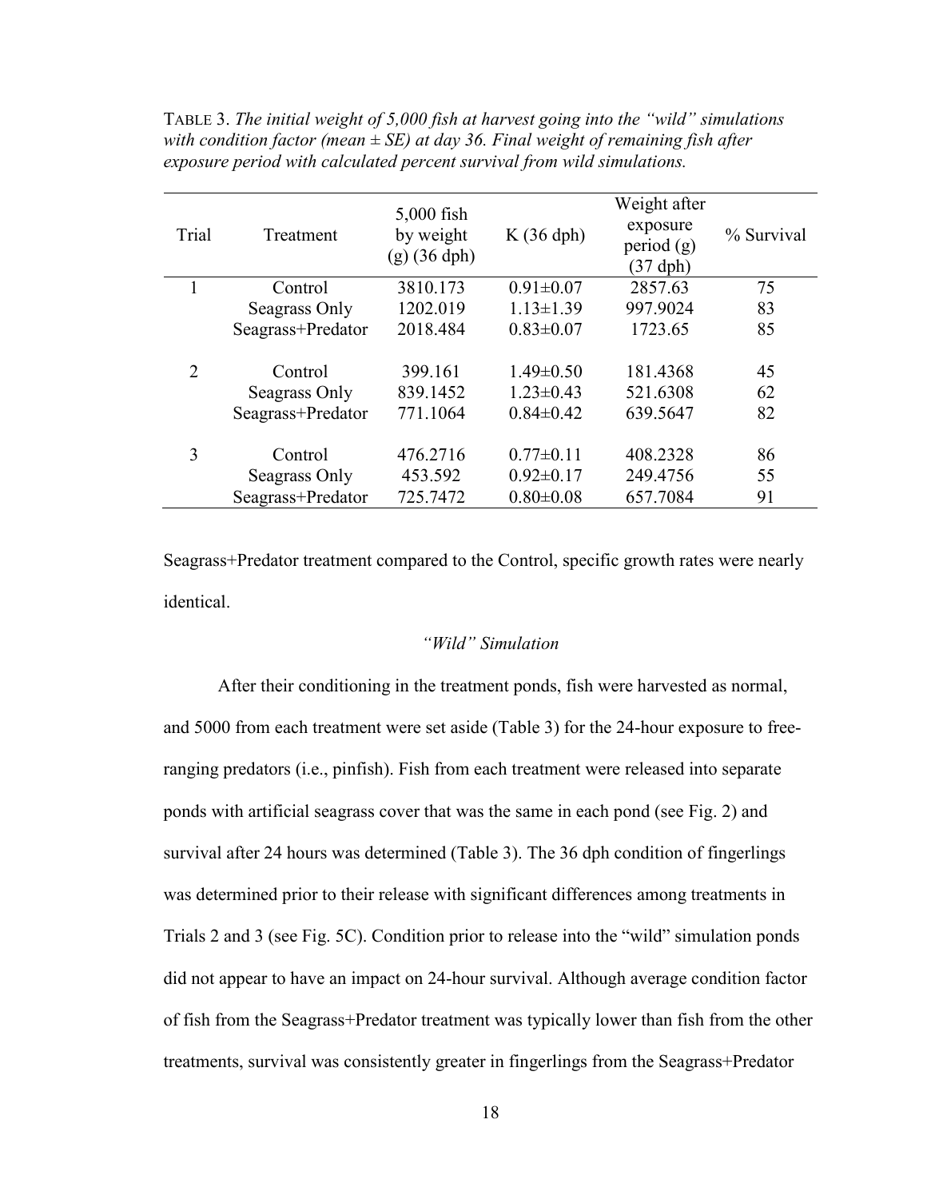TABLE 3. *The initial weight of 5,000 fish at harvest going into the "wild" simulations with condition factor (mean ± SE) at day 36. Final weight of remaining fish after exposure period with calculated percent survival from wild simulations.*

| Trial | Treatment | 5,000 fish by weight (g) (36 dph) | K (36 dph) | Weight after exposure period (g) (37 dph) | % Survival |
|---|---|---|---|---|---|
| 1 | Control | 3810.173 | 0.91±0.07 | 2857.63 | 75 |
| | Seagrass Only | 1202.019 | 1.13±1.39 | 997.9024 | 83 |
| | Seagrass+Predator | 2018.484 | 0.83±0.07 | 1723.65 | 85 |
| 2 | Control | 399.161 | 1.49±0.50 | 181.4368 | 45 |
| | Seagrass Only | 839.1452 | 1.23±0.43 | 521.6308 | 62 |
| | Seagrass+Predator | 771.1064 | 0.84±0.42 | 639.5647 | 82 |
| 3 | Control | 476.2716 | 0.77±0.11 | 408.2328 | 86 |
| | Seagrass Only | 453.592 | 0.92±0.17 | 249.4756 | 55 |
| | Seagrass+Predator | 725.7472 | 0.80±0.08 | 657.7084 | 91 |

Seagrass+Predator treatment compared to the Control, specific growth rates were nearly identical.

### *"Wild" Simulation*

After their conditioning in the treatment ponds, fish were harvested as normal, and 5000 from each treatment were set aside (Table 3) for the 24-hour exposure to free-ranging predators (i.e., pinfish). Fish from each treatment were released into separate ponds with artificial seagrass cover that was the same in each pond (see Fig. 2) and survival after 24 hours was determined (Table 3). The 36 dph condition of fingerlings was determined prior to their release with significant differences among treatments in Trials 2 and 3 (see Fig. 5C). Condition prior to release into the "wild" simulation ponds did not appear to have an impact on 24-hour survival. Although average condition factor of fish from the Seagrass+Predator treatment was typically lower than fish from the other treatments, survival was consistently greater in fingerlings from the Seagrass+Predator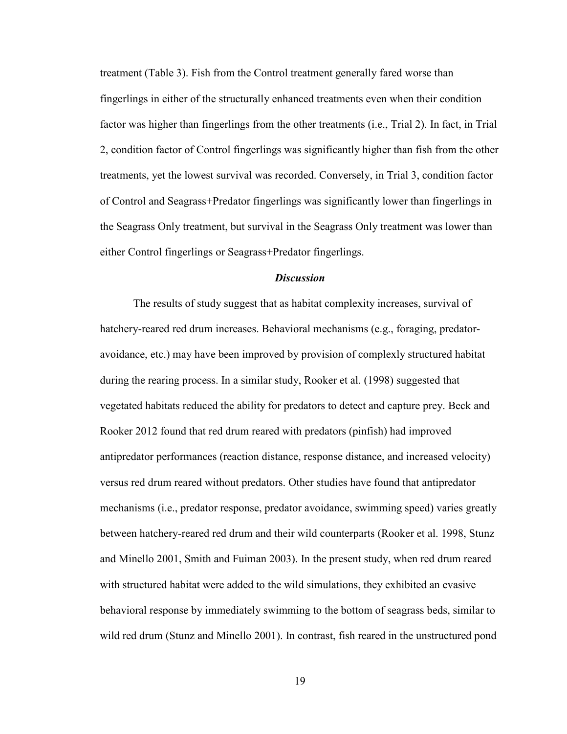treatment (Table 3). Fish from the Control treatment generally fared worse than fingerlings in either of the structurally enhanced treatments even when their condition factor was higher than fingerlings from the other treatments (i.e., Trial 2). In fact, in Trial 2, condition factor of Control fingerlings was significantly higher than fish from the other treatments, yet the lowest survival was recorded. Conversely, in Trial 3, condition factor of Control and Seagrass+Predator fingerlings was significantly lower than fingerlings in the Seagrass Only treatment, but survival in the Seagrass Only treatment was lower than either Control fingerlings or Seagrass+Predator fingerlings.

### *Discussion*

The results of study suggest that as habitat complexity increases, survival of hatchery-reared red drum increases. Behavioral mechanisms (e.g., foraging, predator-avoidance, etc.) may have been improved by provision of complexly structured habitat during the rearing process. In a similar study, Rooker et al. (1998) suggested that vegetated habitats reduced the ability for predators to detect and capture prey. Beck and Rooker 2012 found that red drum reared with predators (pinfish) had improved antipredator performances (reaction distance, response distance, and increased velocity) versus red drum reared without predators. Other studies have found that antipredator mechanisms (i.e., predator response, predator avoidance, swimming speed) varies greatly between hatchery-reared red drum and their wild counterparts (Rooker et al. 1998, Stunz and Minello 2001, Smith and Fuiman 2003). In the present study, when red drum reared with structured habitat were added to the wild simulations, they exhibited an evasive behavioral response by immediately swimming to the bottom of seagrass beds, similar to wild red drum (Stunz and Minello 2001). In contrast, fish reared in the unstructured pond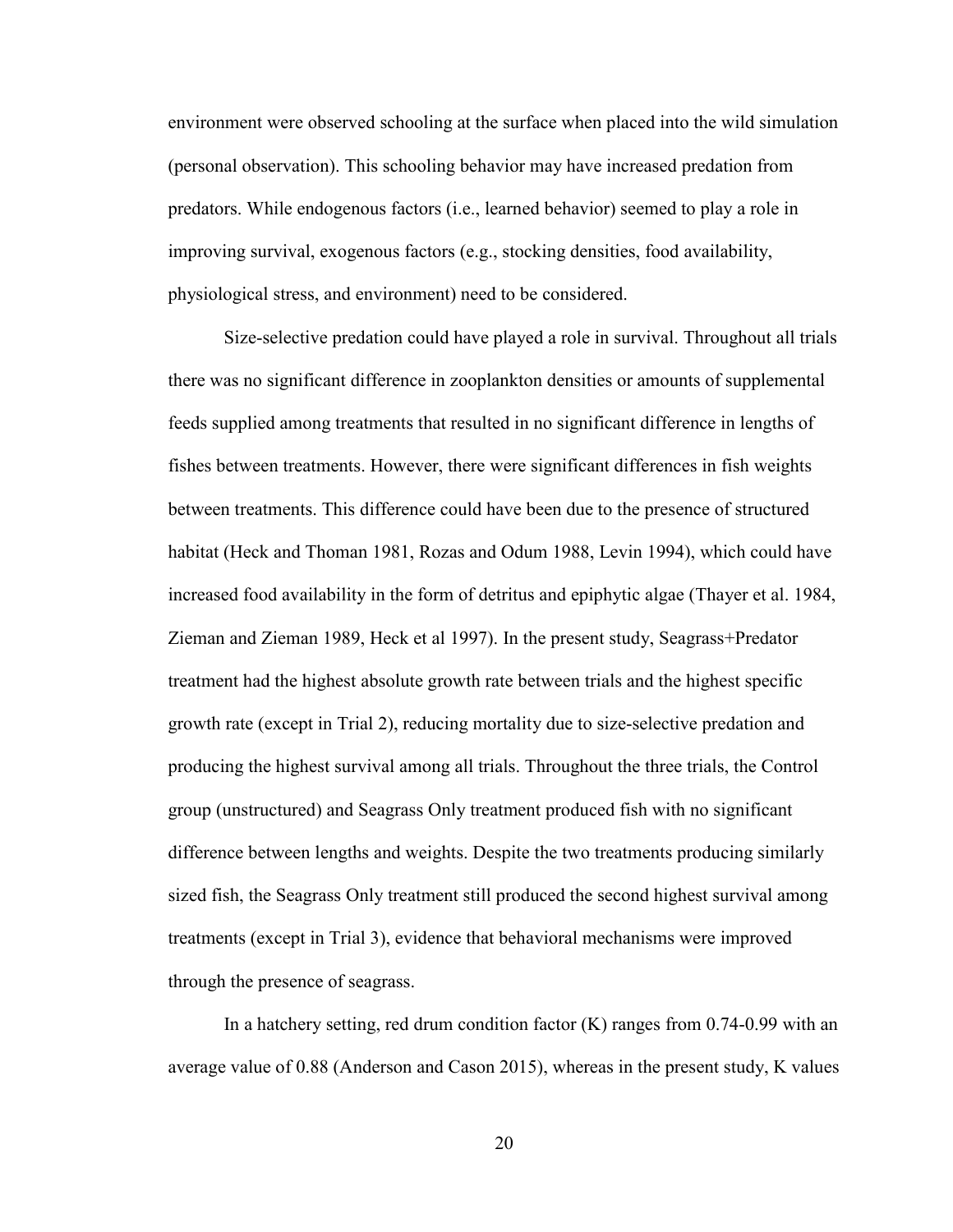environment were observed schooling at the surface when placed into the wild simulation (personal observation). This schooling behavior may have increased predation from predators. While endogenous factors (i.e., learned behavior) seemed to play a role in improving survival, exogenous factors (e.g., stocking densities, food availability, physiological stress, and environment) need to be considered.

Size-selective predation could have played a role in survival. Throughout all trials there was no significant difference in zooplankton densities or amounts of supplemental feeds supplied among treatments that resulted in no significant difference in lengths of fishes between treatments. However, there were significant differences in fish weights between treatments. This difference could have been due to the presence of structured habitat (Heck and Thoman 1981, Rozas and Odum 1988, Levin 1994), which could have increased food availability in the form of detritus and epiphytic algae (Thayer et al. 1984, Zieman and Zieman 1989, Heck et al 1997). In the present study, Seagrass+Predator treatment had the highest absolute growth rate between trials and the highest specific growth rate (except in Trial 2), reducing mortality due to size-selective predation and producing the highest survival among all trials. Throughout the three trials, the Control group (unstructured) and Seagrass Only treatment produced fish with no significant difference between lengths and weights. Despite the two treatments producing similarly sized fish, the Seagrass Only treatment still produced the second highest survival among treatments (except in Trial 3), evidence that behavioral mechanisms were improved through the presence of seagrass.

In a hatchery setting, red drum condition factor (K) ranges from 0.74-0.99 with an average value of 0.88 (Anderson and Cason 2015), whereas in the present study, K values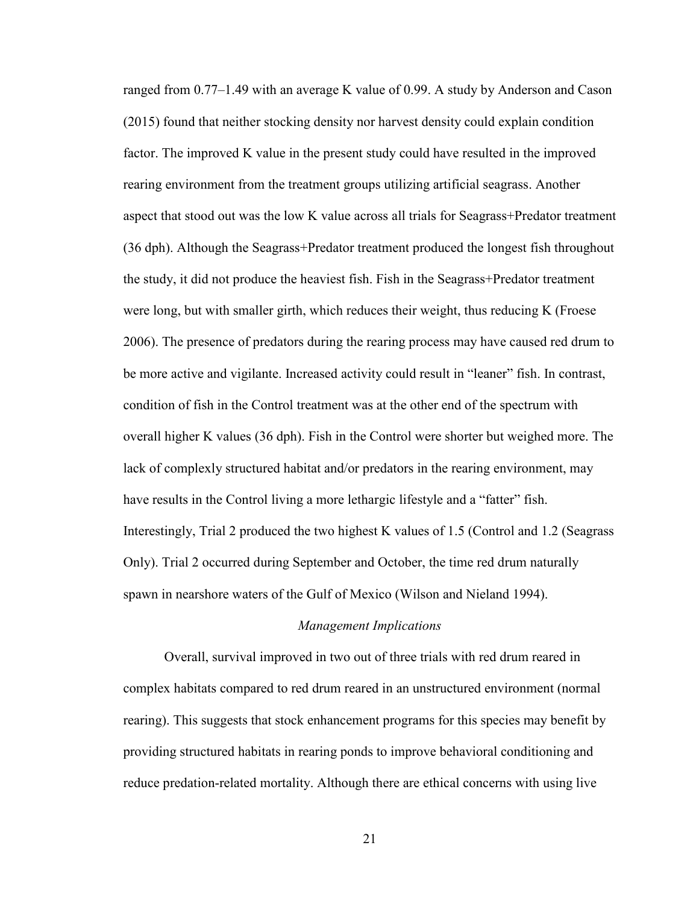ranged from 0.77–1.49 with an average K value of 0.99. A study by Anderson and Cason (2015) found that neither stocking density nor harvest density could explain condition factor. The improved K value in the present study could have resulted in the improved rearing environment from the treatment groups utilizing artificial seagrass. Another aspect that stood out was the low K value across all trials for Seagrass+Predator treatment (36 dph). Although the Seagrass+Predator treatment produced the longest fish throughout the study, it did not produce the heaviest fish. Fish in the Seagrass+Predator treatment were long, but with smaller girth, which reduces their weight, thus reducing K (Froese 2006). The presence of predators during the rearing process may have caused red drum to be more active and vigilante. Increased activity could result in "leaner" fish. In contrast, condition of fish in the Control treatment was at the other end of the spectrum with overall higher K values (36 dph). Fish in the Control were shorter but weighed more. The lack of complexly structured habitat and/or predators in the rearing environment, may have results in the Control living a more lethargic lifestyle and a "fatter" fish. Interestingly, Trial 2 produced the two highest K values of 1.5 (Control and 1.2 (Seagrass Only). Trial 2 occurred during September and October, the time red drum naturally spawn in nearshore waters of the Gulf of Mexico (Wilson and Nieland 1994).

### *Management Implications*

Overall, survival improved in two out of three trials with red drum reared in complex habitats compared to red drum reared in an unstructured environment (normal rearing). This suggests that stock enhancement programs for this species may benefit by providing structured habitats in rearing ponds to improve behavioral conditioning and reduce predation-related mortality. Although there are ethical concerns with using live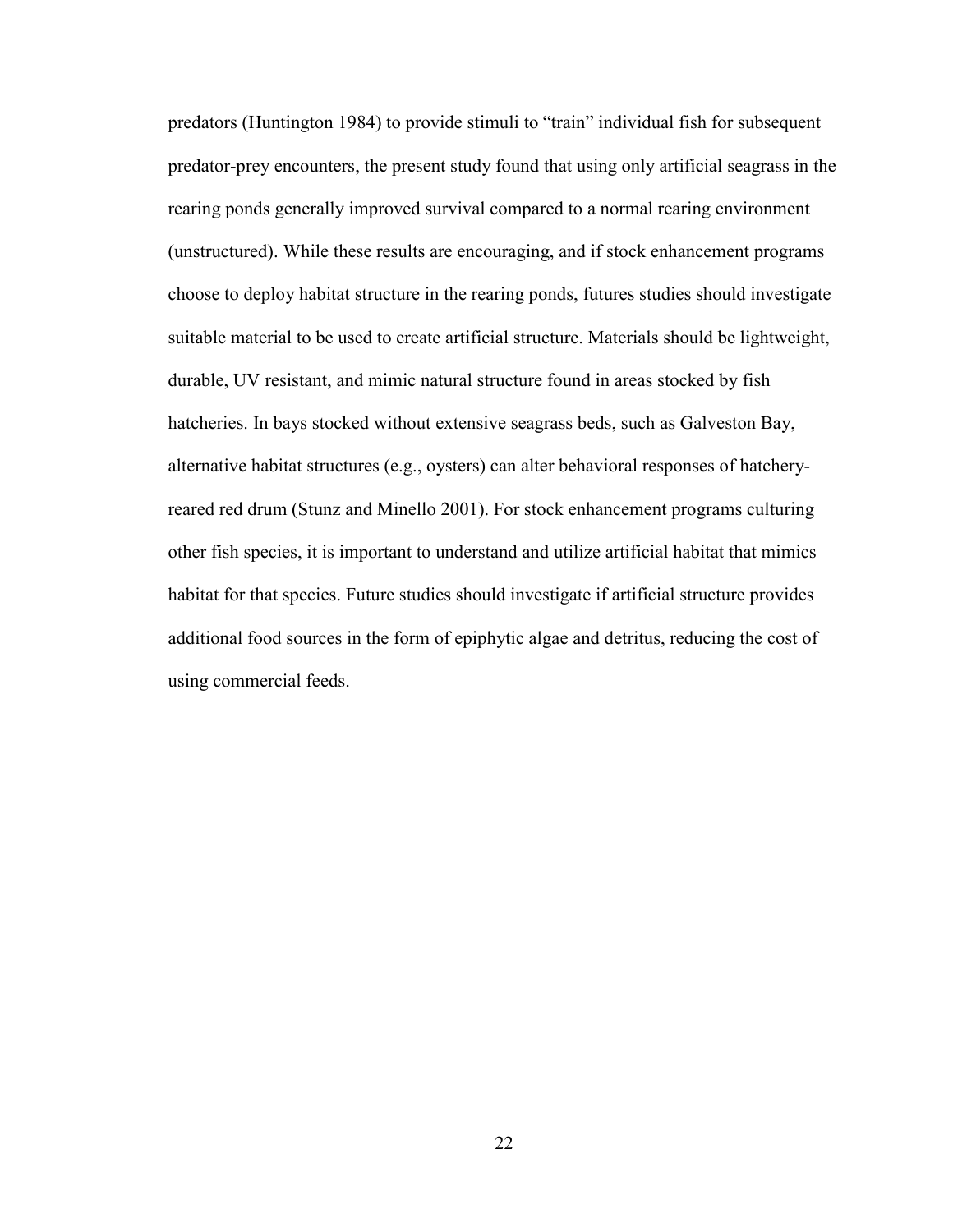predators (Huntington 1984) to provide stimuli to "train" individual fish for subsequent predator-prey encounters, the present study found that using only artificial seagrass in the rearing ponds generally improved survival compared to a normal rearing environment (unstructured). While these results are encouraging, and if stock enhancement programs choose to deploy habitat structure in the rearing ponds, futures studies should investigate suitable material to be used to create artificial structure. Materials should be lightweight, durable, UV resistant, and mimic natural structure found in areas stocked by fish hatcheries. In bays stocked without extensive seagrass beds, such as Galveston Bay, alternative habitat structures (e.g., oysters) can alter behavioral responses of hatchery-reared red drum (Stunz and Minello 2001). For stock enhancement programs culturing other fish species, it is important to understand and utilize artificial habitat that mimics habitat for that species. Future studies should investigate if artificial structure provides additional food sources in the form of epiphytic algae and detritus, reducing the cost of using commercial feeds.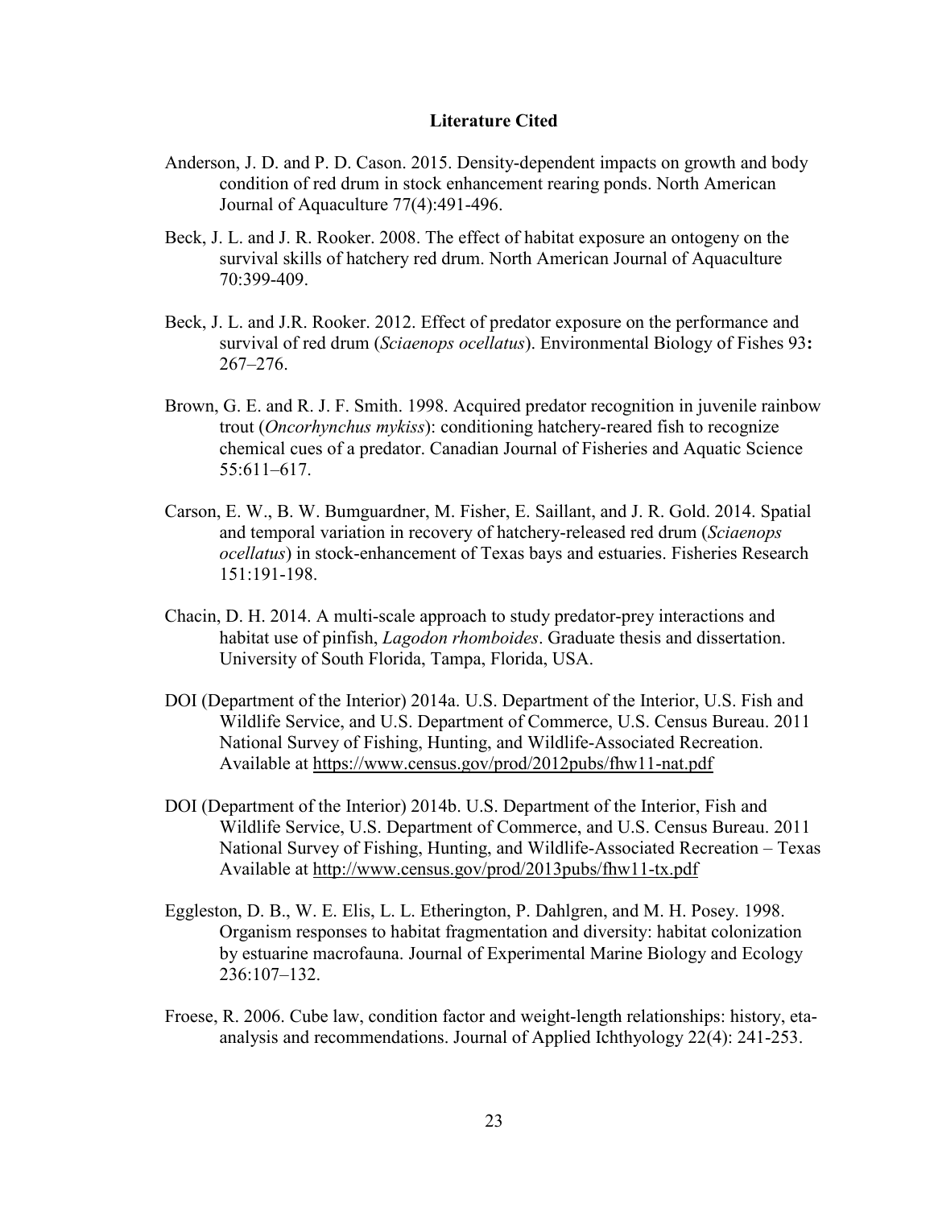## Literature Cited

Anderson, J. D. and P. D. Cason. 2015. Density-dependent impacts on growth and body condition of red drum in stock enhancement rearing ponds. North American Journal of Aquaculture 77(4):491-496.

Beck, J. L. and J. R. Rooker. 2008. The effect of habitat exposure an ontogeny on the survival skills of hatchery red drum. North American Journal of Aquaculture 70:399-409.

Beck, J. L. and J.R. Rooker. 2012. Effect of predator exposure on the performance and survival of red drum (*Sciaenops ocellatus*). Environmental Biology of Fishes 93**:** 267–276.

Brown, G. E. and R. J. F. Smith. 1998. Acquired predator recognition in juvenile rainbow trout (*Oncorhynchus mykiss*): conditioning hatchery-reared fish to recognize chemical cues of a predator. Canadian Journal of Fisheries and Aquatic Science 55:611–617.

Carson, E. W., B. W. Bumguardner, M. Fisher, E. Saillant, and J. R. Gold. 2014. Spatial and temporal variation in recovery of hatchery-released red drum (*Sciaenops ocellatus*) in stock-enhancement of Texas bays and estuaries. Fisheries Research 151:191-198.

Chacin, D. H. 2014. A multi-scale approach to study predator-prey interactions and habitat use of pinfish, *Lagodon rhomboides*. Graduate thesis and dissertation. University of South Florida, Tampa, Florida, USA.

DOI (Department of the Interior) 2014a. U.S. Department of the Interior, U.S. Fish and Wildlife Service, and U.S. Department of Commerce, U.S. Census Bureau. 2011 National Survey of Fishing, Hunting, and Wildlife-Associated Recreation. Available at https://www.census.gov/prod/2012pubs/fhw11-nat.pdf

DOI (Department of the Interior) 2014b. U.S. Department of the Interior, Fish and Wildlife Service, U.S. Department of Commerce, and U.S. Census Bureau. 2011 National Survey of Fishing, Hunting, and Wildlife-Associated Recreation – Texas Available at http://www.census.gov/prod/2013pubs/fhw11-tx.pdf

Eggleston, D. B., W. E. Elis, L. L. Etherington, P. Dahlgren, and M. H. Posey. 1998. Organism responses to habitat fragmentation and diversity: habitat colonization by estuarine macrofauna. Journal of Experimental Marine Biology and Ecology 236:107–132.

Froese, R. 2006. Cube law, condition factor and weight-length relationships: history, eta-analysis and recommendations. Journal of Applied Ichthyology 22(4): 241-253.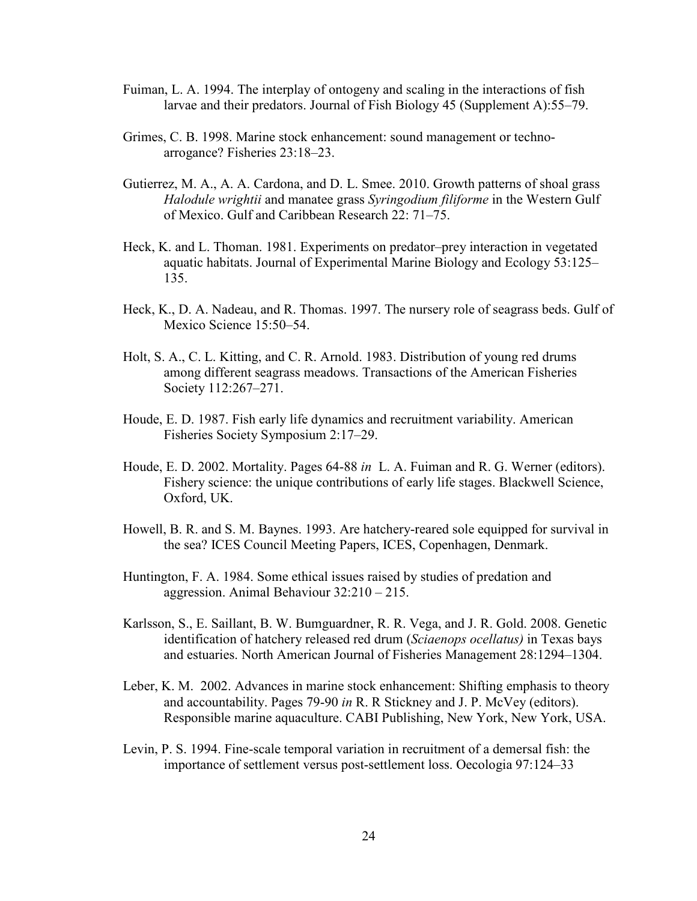Fuiman, L. A. 1994. The interplay of ontogeny and scaling in the interactions of fish larvae and their predators. Journal of Fish Biology 45 (Supplement A):55–79.

Grimes, C. B. 1998. Marine stock enhancement: sound management or techno-arrogance? Fisheries 23:18–23.

Gutierrez, M. A., A. A. Cardona, and D. L. Smee. 2010. Growth patterns of shoal grass *Halodule wrightii* and manatee grass *Syringodium filiforme* in the Western Gulf of Mexico. Gulf and Caribbean Research 22: 71–75.

Heck, K. and L. Thoman. 1981. Experiments on predator–prey interaction in vegetated aquatic habitats. Journal of Experimental Marine Biology and Ecology 53:125–135.

Heck, K., D. A. Nadeau, and R. Thomas. 1997. The nursery role of seagrass beds. Gulf of Mexico Science 15:50–54.

Holt, S. A., C. L. Kitting, and C. R. Arnold. 1983. Distribution of young red drums among different seagrass meadows. Transactions of the American Fisheries Society 112:267–271.

Houde, E. D. 1987. Fish early life dynamics and recruitment variability. American Fisheries Society Symposium 2:17–29.

Houde, E. D. 2002. Mortality. Pages 64-88 *in* L. A. Fuiman and R. G. Werner (editors). Fishery science: the unique contributions of early life stages. Blackwell Science, Oxford, UK.

Howell, B. R. and S. M. Baynes. 1993. Are hatchery-reared sole equipped for survival in the sea? ICES Council Meeting Papers, ICES, Copenhagen, Denmark.

Huntington, F. A. 1984. Some ethical issues raised by studies of predation and aggression. Animal Behaviour 32:210 – 215.

Karlsson, S., E. Saillant, B. W. Bumguardner, R. R. Vega, and J. R. Gold. 2008. Genetic identification of hatchery released red drum (*Sciaenops ocellatus)* in Texas bays and estuaries. North American Journal of Fisheries Management 28:1294–1304.

Leber, K. M. 2002. Advances in marine stock enhancement: Shifting emphasis to theory and accountability. Pages 79-90 *in* R. R Stickney and J. P. McVey (editors). Responsible marine aquaculture. CABI Publishing, New York, New York, USA.

Levin, P. S. 1994. Fine-scale temporal variation in recruitment of a demersal fish: the importance of settlement versus post-settlement loss. Oecologia 97:124–33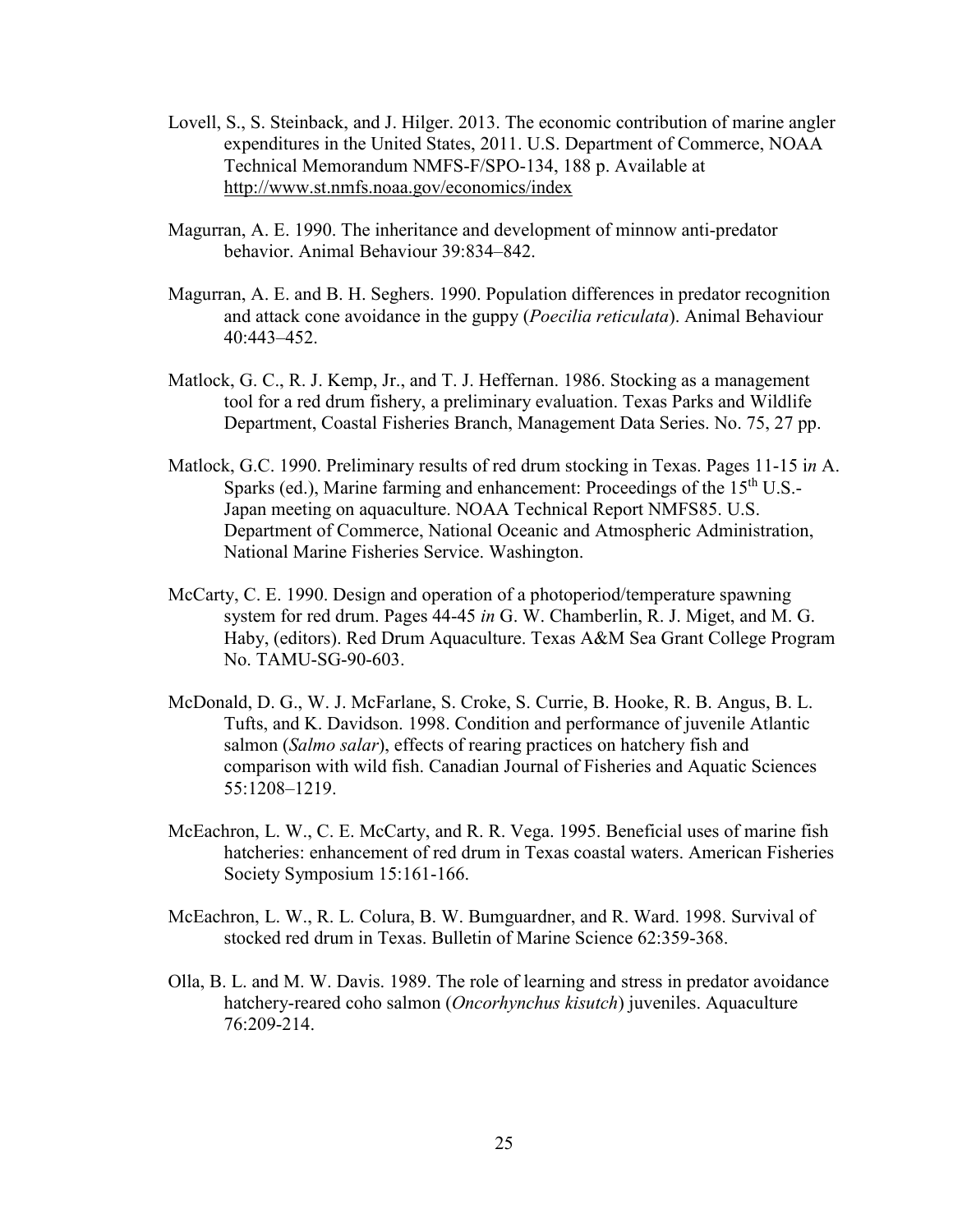Lovell, S., S. Steinback, and J. Hilger. 2013. The economic contribution of marine angler expenditures in the United States, 2011. U.S. Department of Commerce, NOAA Technical Memorandum NMFS-F/SPO-134, 188 p. Available at http://www.st.nmfs.noaa.gov/economics/index

Magurran, A. E. 1990. The inheritance and development of minnow anti-predator behavior. Animal Behaviour 39:834–842.

Magurran, A. E. and B. H. Seghers. 1990. Population differences in predator recognition and attack cone avoidance in the guppy (*Poecilia reticulata*). Animal Behaviour 40:443–452.

Matlock, G. C., R. J. Kemp, Jr., and T. J. Heffernan. 1986. Stocking as a management tool for a red drum fishery, a preliminary evaluation. Texas Parks and Wildlife Department, Coastal Fisheries Branch, Management Data Series. No. 75, 27 pp.

Matlock, G.C. 1990. Preliminary results of red drum stocking in Texas. Pages 11-15 i*n* A. Sparks (ed.), Marine farming and enhancement: Proceedings of the 15th U.S.-Japan meeting on aquaculture. NOAA Technical Report NMFS85. U.S. Department of Commerce, National Oceanic and Atmospheric Administration, National Marine Fisheries Service. Washington.

McCarty, C. E. 1990. Design and operation of a photoperiod/temperature spawning system for red drum. Pages 44-45 *in* G. W. Chamberlin, R. J. Miget, and M. G. Haby, (editors). Red Drum Aquaculture. Texas A&M Sea Grant College Program No. TAMU-SG-90-603.

McDonald, D. G., W. J. McFarlane, S. Croke, S. Currie, B. Hooke, R. B. Angus, B. L. Tufts, and K. Davidson. 1998. Condition and performance of juvenile Atlantic salmon (*Salmo salar*), effects of rearing practices on hatchery fish and comparison with wild fish. Canadian Journal of Fisheries and Aquatic Sciences 55:1208–1219.

McEachron, L. W., C. E. McCarty, and R. R. Vega. 1995. Beneficial uses of marine fish hatcheries: enhancement of red drum in Texas coastal waters. American Fisheries Society Symposium 15:161-166.

McEachron, L. W., R. L. Colura, B. W. Bumguardner, and R. Ward. 1998. Survival of stocked red drum in Texas. Bulletin of Marine Science 62:359-368.

Olla, B. L. and M. W. Davis. 1989. The role of learning and stress in predator avoidance hatchery-reared coho salmon (*Oncorhynchus kisutch*) juveniles. Aquaculture 76:209-214.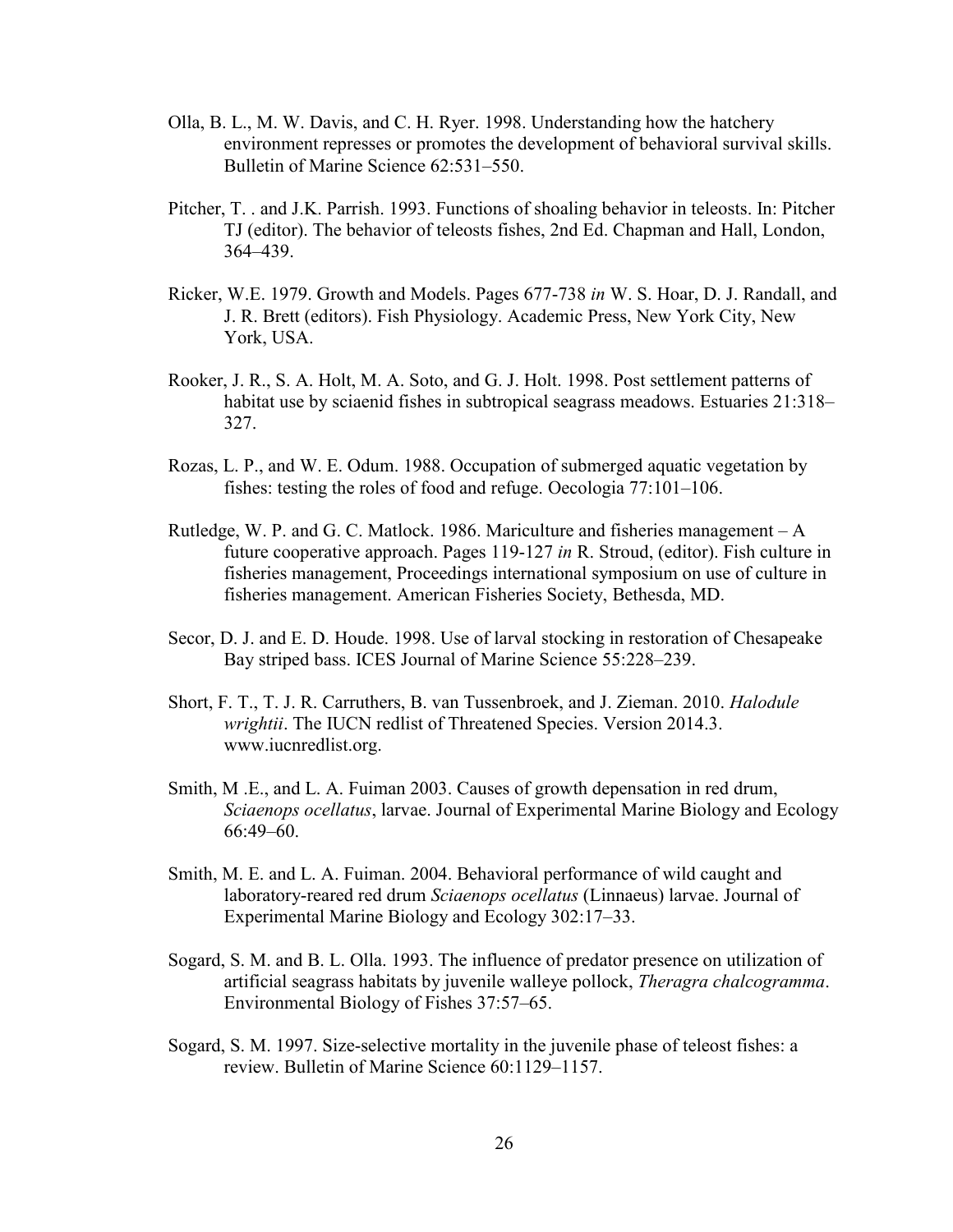Olla, B. L., M. W. Davis, and C. H. Ryer. 1998. Understanding how the hatchery environment represses or promotes the development of behavioral survival skills. Bulletin of Marine Science 62:531–550.

Pitcher, T. . and J.K. Parrish. 1993. Functions of shoaling behavior in teleosts. In: Pitcher TJ (editor). The behavior of teleosts fishes, 2nd Ed. Chapman and Hall, London, 364–439.

Ricker, W.E. 1979. Growth and Models. Pages 677-738 *in* W. S. Hoar, D. J. Randall, and J. R. Brett (editors). Fish Physiology. Academic Press, New York City, New York, USA.

Rooker, J. R., S. A. Holt, M. A. Soto, and G. J. Holt. 1998. Post settlement patterns of habitat use by sciaenid fishes in subtropical seagrass meadows. Estuaries 21:318–327.

Rozas, L. P., and W. E. Odum. 1988. Occupation of submerged aquatic vegetation by fishes: testing the roles of food and refuge. Oecologia 77:101–106.

Rutledge, W. P. and G. C. Matlock. 1986. Mariculture and fisheries management – A future cooperative approach. Pages 119-127 *in* R. Stroud, (editor). Fish culture in fisheries management, Proceedings international symposium on use of culture in fisheries management. American Fisheries Society, Bethesda, MD.

Secor, D. J. and E. D. Houde. 1998. Use of larval stocking in restoration of Chesapeake Bay striped bass. ICES Journal of Marine Science 55:228–239.

Short, F. T., T. J. R. Carruthers, B. van Tussenbroek, and J. Zieman. 2010. *Halodule wrightii*. The IUCN redlist of Threatened Species. Version 2014.3. www.iucnredlist.org.

Smith, M .E., and L. A. Fuiman 2003. Causes of growth depensation in red drum, *Sciaenops ocellatus*, larvae. Journal of Experimental Marine Biology and Ecology 66:49–60.

Smith, M. E. and L. A. Fuiman. 2004. Behavioral performance of wild caught and laboratory-reared red drum *Sciaenops ocellatus* (Linnaeus) larvae. Journal of Experimental Marine Biology and Ecology 302:17–33.

Sogard, S. M. and B. L. Olla. 1993. The influence of predator presence on utilization of artificial seagrass habitats by juvenile walleye pollock, *Theragra chalcogramma*. Environmental Biology of Fishes 37:57–65.

Sogard, S. M. 1997. Size-selective mortality in the juvenile phase of teleost fishes: a review. Bulletin of Marine Science 60:1129–1157.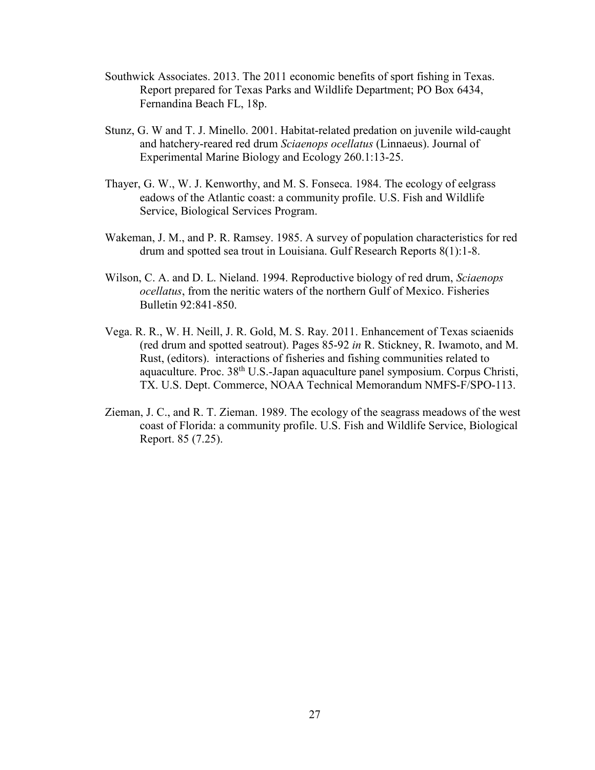Southwick Associates. 2013. The 2011 economic benefits of sport fishing in Texas. Report prepared for Texas Parks and Wildlife Department; PO Box 6434, Fernandina Beach FL, 18p.

Stunz, G. W and T. J. Minello. 2001. Habitat-related predation on juvenile wild-caught and hatchery-reared red drum *Sciaenops ocellatus* (Linnaeus). Journal of Experimental Marine Biology and Ecology 260.1:13-25.

Thayer, G. W., W. J. Kenworthy, and M. S. Fonseca. 1984. The ecology of eelgrass eadows of the Atlantic coast: a community profile. U.S. Fish and Wildlife Service, Biological Services Program.

Wakeman, J. M., and P. R. Ramsey. 1985. A survey of population characteristics for red drum and spotted sea trout in Louisiana. Gulf Research Reports 8(1):1-8.

Wilson, C. A. and D. L. Nieland. 1994. Reproductive biology of red drum, *Sciaenops ocellatus*, from the neritic waters of the northern Gulf of Mexico. Fisheries Bulletin 92:841-850.

Vega. R. R., W. H. Neill, J. R. Gold, M. S. Ray. 2011. Enhancement of Texas sciaenids (red drum and spotted seatrout). Pages 85-92 *in* R. Stickney, R. Iwamoto, and M. Rust, (editors). interactions of fisheries and fishing communities related to aquaculture. Proc. 38th U.S.-Japan aquaculture panel symposium. Corpus Christi, TX. U.S. Dept. Commerce, NOAA Technical Memorandum NMFS-F/SPO-113.

Zieman, J. C., and R. T. Zieman. 1989. The ecology of the seagrass meadows of the west coast of Florida: a community profile. U.S. Fish and Wildlife Service, Biological Report. 85 (7.25).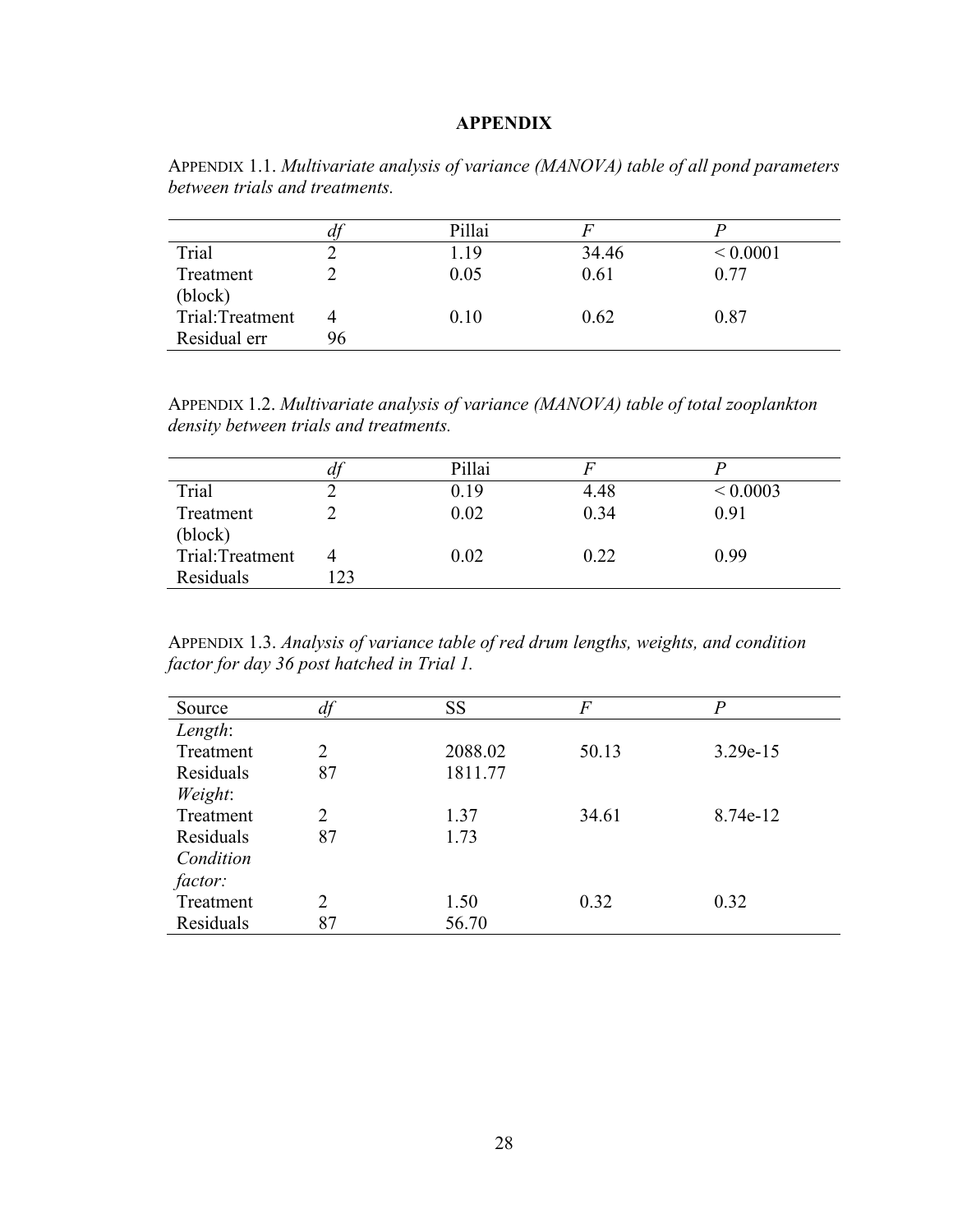# APPENDIX

APPENDIX 1.1. *Multivariate analysis of variance (MANOVA) table of all pond parameters between trials and treatments.*

| | *df* | Pillai | *F* | *P* |
|---|---|---|---|---|
| Trial | 2 | 1.19 | 34.46 | < 0.0001 |
| Treatment (block) | 2 | 0.05 | 0.61 | 0.77 |
| Trial:Treatment | 4 | 0.10 | 0.62 | 0.87 |
| Residual err | 96 | | | |

APPENDIX 1.2. *Multivariate analysis of variance (MANOVA) table of total zooplankton density between trials and treatments.*

| | *df* | Pillai | *F* | *P* |
|---|---|---|---|---|
| Trial | 2 | 0.19 | 4.48 | < 0.0003 |
| Treatment (block) | 2 | 0.02 | 0.34 | 0.91 |
| Trial:Treatment | 4 | 0.02 | 0.22 | 0.99 |
| Residuals | 123 | | | |

APPENDIX 1.3. *Analysis of variance table of red drum lengths, weights, and condition factor for day 36 post hatched in Trial 1.*

| Source | *df* | SS | *F* | *P* |
|---|---|---|---|---|
| *Length*: | | | | |
| Treatment | 2 | 2088.02 | 50.13 | 3.29e-15 |
| Residuals | 87 | 1811.77 | | |
| *Weight*: | | | | |
| Treatment | 2 | 1.37 | 34.61 | 8.74e-12 |
| Residuals | 87 | 1.73 | | |
| *Condition factor:* | | | | |
| Treatment | 2 | 1.50 | 0.32 | 0.32 |
| Residuals | 87 | 56.70 | | |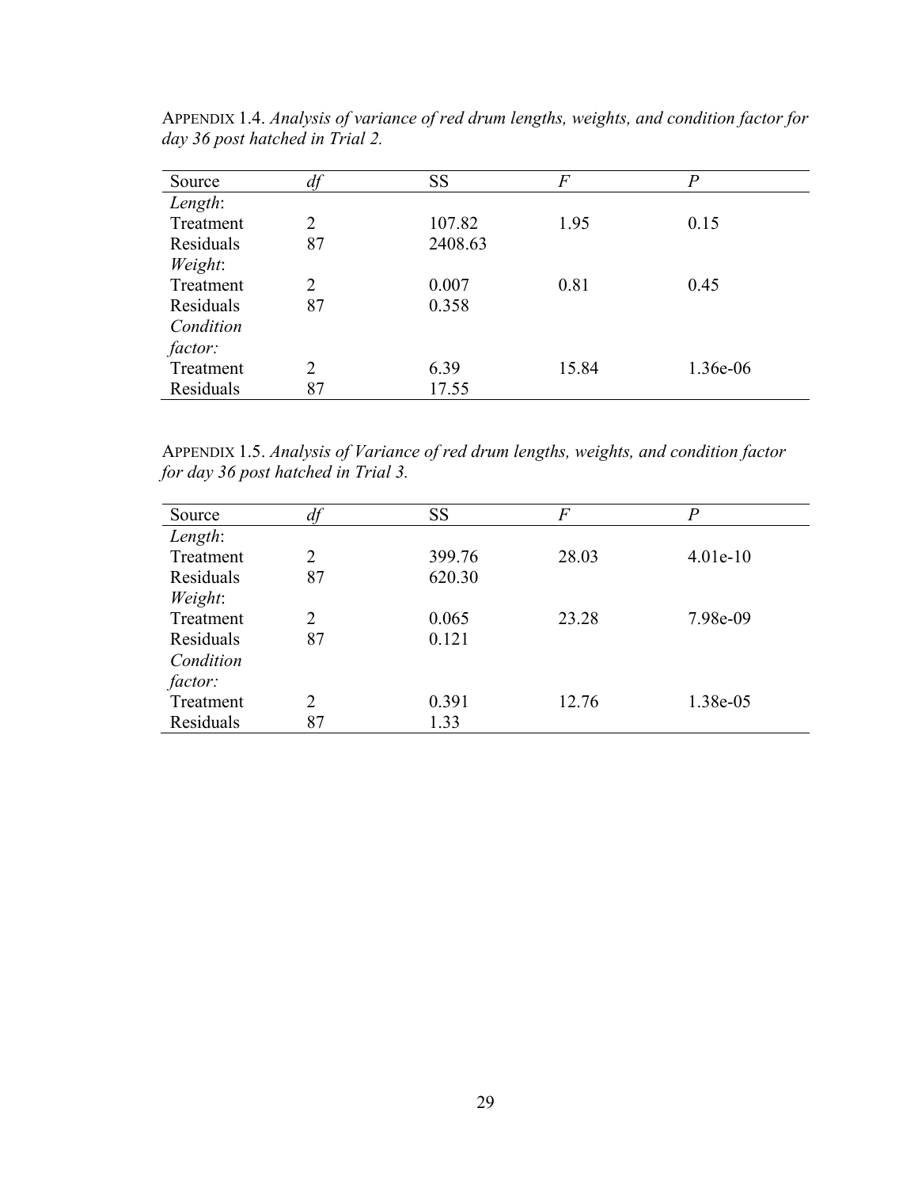APPENDIX 1.4. *Analysis of variance of red drum lengths, weights, and condition factor for day 36 post hatched in Trial 2.*

| Source | *df* | SS | *F* | *P* |
|---|---|---|---|---|
| *Length*: | | | | |
| Treatment | 2 | 107.82 | 1.95 | 0.15 |
| Residuals | 87 | 2408.63 | | |
| *Weight*: | | | | |
| Treatment | 2 | 0.007 | 0.81 | 0.45 |
| Residuals | 87 | 0.358 | | |
| *Condition factor:* | | | | |
| Treatment | 2 | 6.39 | 15.84 | 1.36e-06 |
| Residuals | 87 | 17.55 | | |

APPENDIX 1.5. *Analysis of Variance of red drum lengths, weights, and condition factor for day 36 post hatched in Trial 3.*

| Source | *df* | SS | *F* | *P* |
|---|---|---|---|---|
| *Length*: | | | | |
| Treatment | 2 | 399.76 | 28.03 | 4.01e-10 |
| Residuals | 87 | 620.30 | | |
| *Weight*: | | | | |
| Treatment | 2 | 0.065 | 23.28 | 7.98e-09 |
| Residuals | 87 | 0.121 | | |
| *Condition factor:* | | | | |
| Treatment | 2 | 0.391 | 12.76 | 1.38e-05 |
| Residuals | 87 | 1.33 | | |